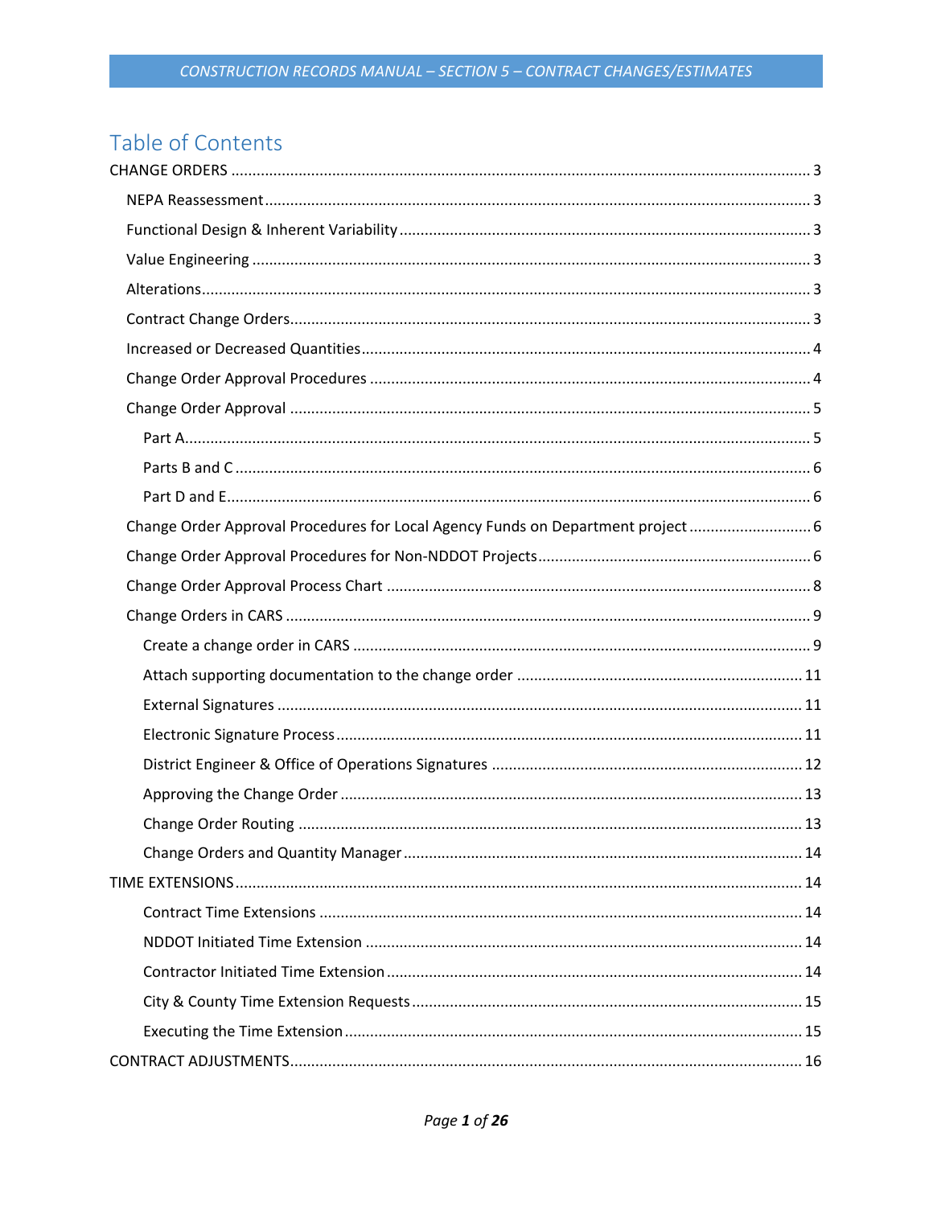# Table of Contents

- CHANGE ORDERS ........ 3
  - NEPA Reassessment ........ 3
  - Functional Design & Inherent Variability ........ 3
  - Value Engineering ........ 3
  - Alterations ........ 3
  - Contract Change Orders ........ 3
  - Increased or Decreased Quantities ........ 4
  - Change Order Approval Procedures ........ 4
  - Change Order Approval ........ 5
    - Part A ........ 5
    - Parts B and C ........ 6
    - Part D and E ........ 6
  - Change Order Approval Procedures for Local Agency Funds on Department project ........ 6
  - Change Order Approval Procedures for Non-NDDOT Projects ........ 6
  - Change Order Approval Process Chart ........ 8
  - Change Orders in CARS ........ 9
    - Create a change order in CARS ........ 9
    - Attach supporting documentation to the change order ........ 11
    - External Signatures ........ 11
    - Electronic Signature Process ........ 11
    - District Engineer & Office of Operations Signatures ........ 12
    - Approving the Change Order ........ 13
    - Change Order Routing ........ 13
    - Change Orders and Quantity Manager ........ 14
- TIME EXTENSIONS ........ 14
  - Contract Time Extensions ........ 14
  - NDDOT Initiated Time Extension ........ 14
  - Contractor Initiated Time Extension ........ 14
  - City & County Time Extension Requests ........ 15
  - Executing the Time Extension ........ 15
- CONTRACT ADJUSTMENTS ........ 16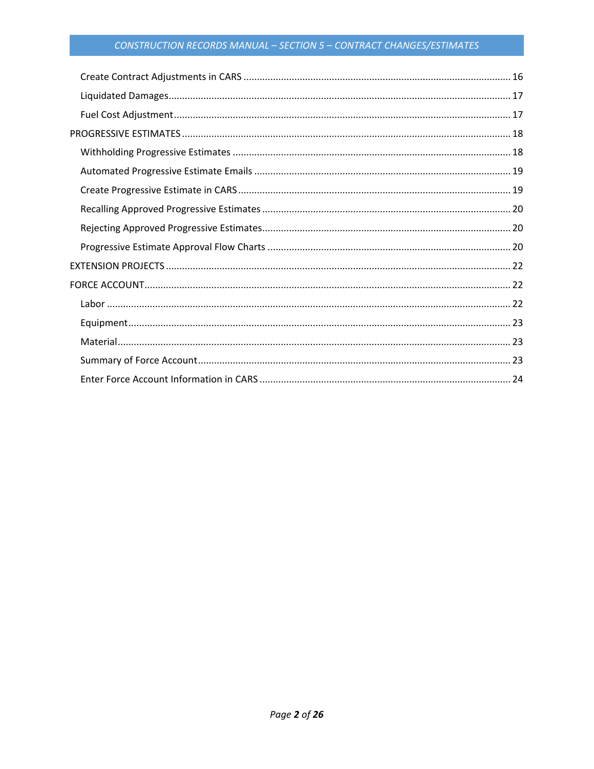Create Contract Adjustments in CARS ........................................ 16

Liquidated Damages ........................................ 17

Fuel Cost Adjustment ........................................ 17

PROGRESSIVE ESTIMATES ........................................ 18

Withholding Progressive Estimates ........................................ 18

Automated Progressive Estimate Emails ........................................ 19

Create Progressive Estimate in CARS ........................................ 19

Recalling Approved Progressive Estimates ........................................ 20

Rejecting Approved Progressive Estimates ........................................ 20

Progressive Estimate Approval Flow Charts ........................................ 20

EXTENSION PROJECTS ........................................ 22

FORCE ACCOUNT ........................................ 22

Labor ........................................ 22

Equipment ........................................ 23

Material ........................................ 23

Summary of Force Account ........................................ 23

Enter Force Account Information in CARS ........................................ 24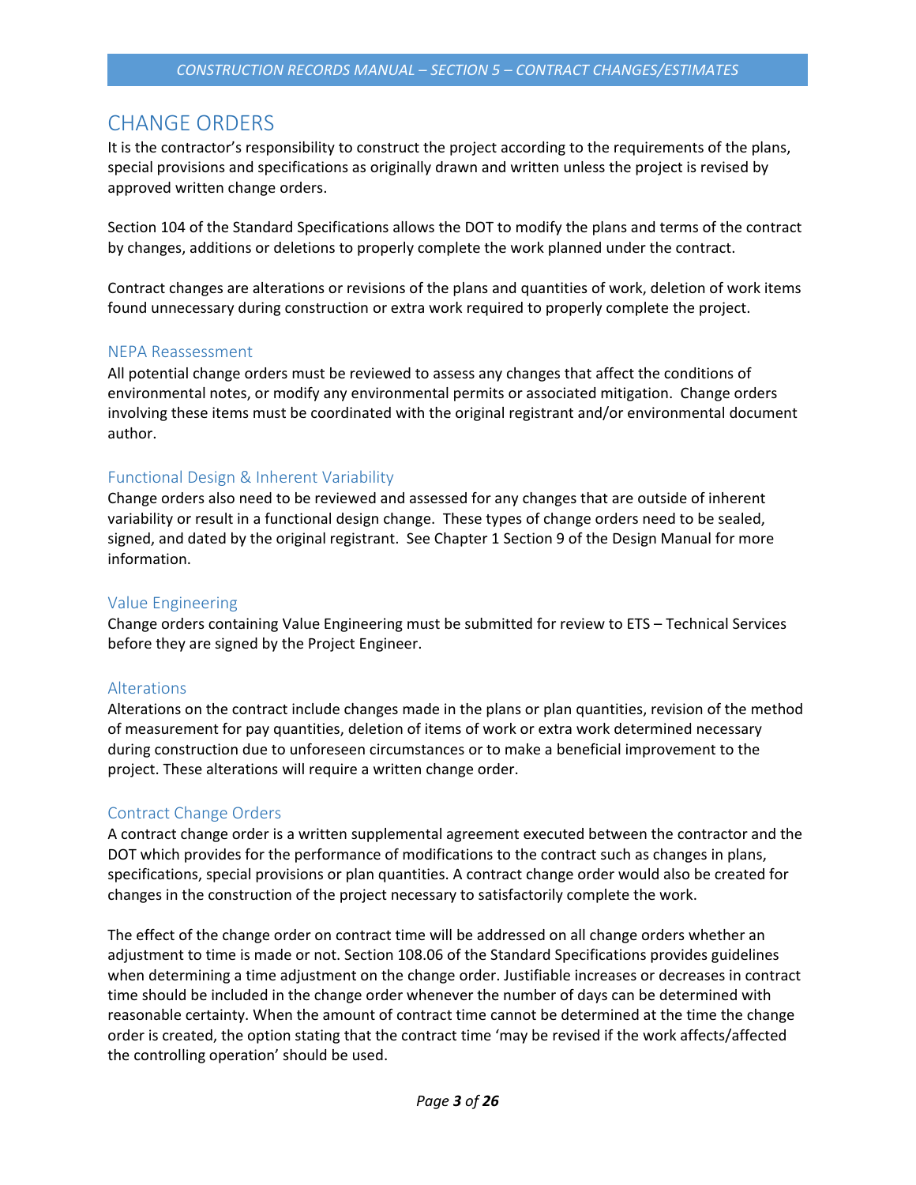## CHANGE ORDERS

It is the contractor's responsibility to construct the project according to the requirements of the plans, special provisions and specifications as originally drawn and written unless the project is revised by approved written change orders.

Section 104 of the Standard Specifications allows the DOT to modify the plans and terms of the contract by changes, additions or deletions to properly complete the work planned under the contract.

Contract changes are alterations or revisions of the plans and quantities of work, deletion of work items found unnecessary during construction or extra work required to properly complete the project.

### NEPA Reassessment

All potential change orders must be reviewed to assess any changes that affect the conditions of environmental notes, or modify any environmental permits or associated mitigation. Change orders involving these items must be coordinated with the original registrant and/or environmental document author.

### Functional Design & Inherent Variability

Change orders also need to be reviewed and assessed for any changes that are outside of inherent variability or result in a functional design change. These types of change orders need to be sealed, signed, and dated by the original registrant. See Chapter 1 Section 9 of the Design Manual for more information.

### Value Engineering

Change orders containing Value Engineering must be submitted for review to ETS – Technical Services before they are signed by the Project Engineer.

### Alterations

Alterations on the contract include changes made in the plans or plan quantities, revision of the method of measurement for pay quantities, deletion of items of work or extra work determined necessary during construction due to unforeseen circumstances or to make a beneficial improvement to the project. These alterations will require a written change order.

### Contract Change Orders

A contract change order is a written supplemental agreement executed between the contractor and the DOT which provides for the performance of modifications to the contract such as changes in plans, specifications, special provisions or plan quantities. A contract change order would also be created for changes in the construction of the project necessary to satisfactorily complete the work.

The effect of the change order on contract time will be addressed on all change orders whether an adjustment to time is made or not. Section 108.06 of the Standard Specifications provides guidelines when determining a time adjustment on the change order. Justifiable increases or decreases in contract time should be included in the change order whenever the number of days can be determined with reasonable certainty. When the amount of contract time cannot be determined at the time the change order is created, the option stating that the contract time 'may be revised if the work affects/affected the controlling operation' should be used.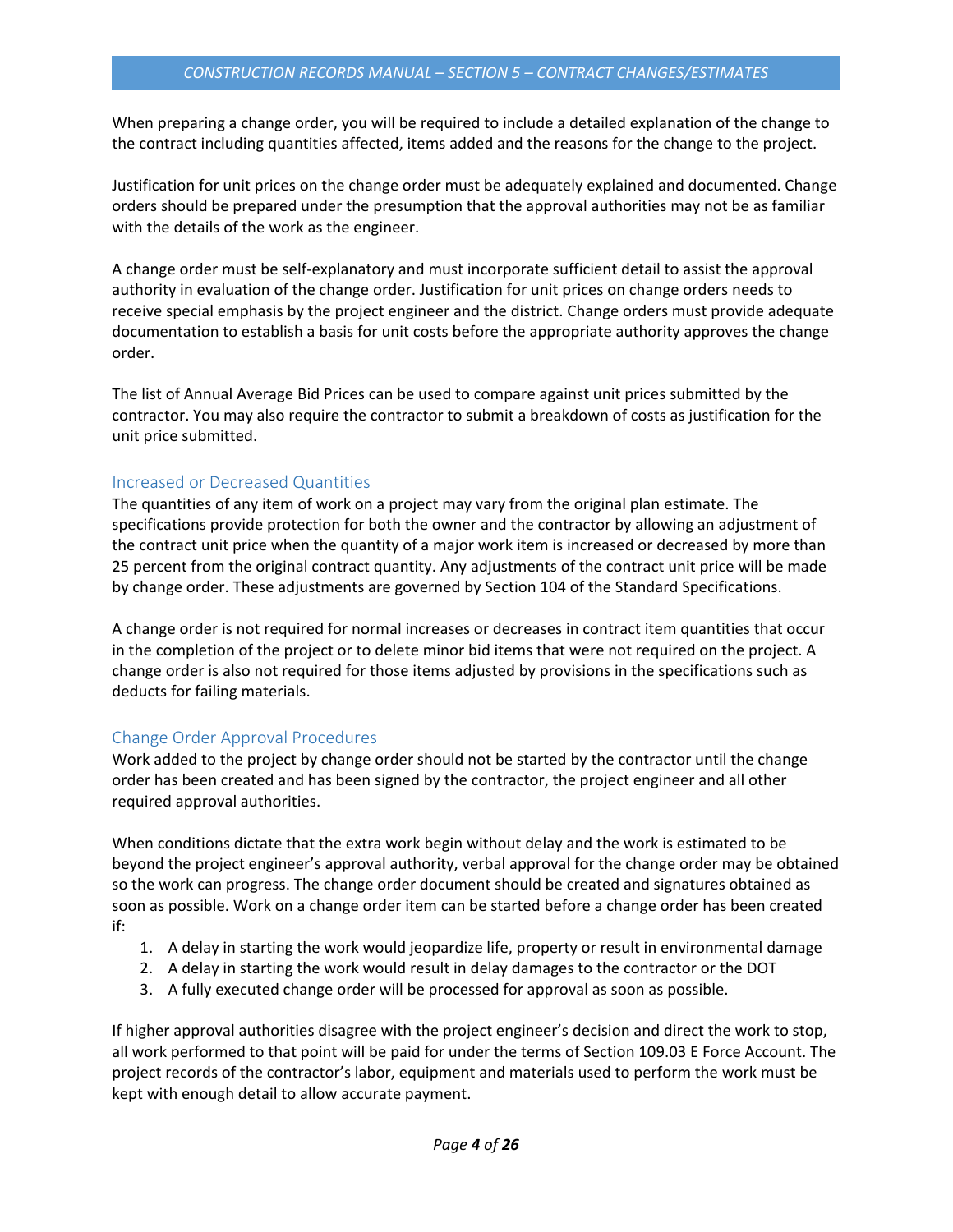When preparing a change order, you will be required to include a detailed explanation of the change to the contract including quantities affected, items added and the reasons for the change to the project.

Justification for unit prices on the change order must be adequately explained and documented. Change orders should be prepared under the presumption that the approval authorities may not be as familiar with the details of the work as the engineer.

A change order must be self-explanatory and must incorporate sufficient detail to assist the approval authority in evaluation of the change order. Justification for unit prices on change orders needs to receive special emphasis by the project engineer and the district. Change orders must provide adequate documentation to establish a basis for unit costs before the appropriate authority approves the change order.

The list of Annual Average Bid Prices can be used to compare against unit prices submitted by the contractor. You may also require the contractor to submit a breakdown of costs as justification for the unit price submitted.

## Increased or Decreased Quantities

The quantities of any item of work on a project may vary from the original plan estimate. The specifications provide protection for both the owner and the contractor by allowing an adjustment of the contract unit price when the quantity of a major work item is increased or decreased by more than 25 percent from the original contract quantity. Any adjustments of the contract unit price will be made by change order. These adjustments are governed by Section 104 of the Standard Specifications.

A change order is not required for normal increases or decreases in contract item quantities that occur in the completion of the project or to delete minor bid items that were not required on the project. A change order is also not required for those items adjusted by provisions in the specifications such as deducts for failing materials.

## Change Order Approval Procedures

Work added to the project by change order should not be started by the contractor until the change order has been created and has been signed by the contractor, the project engineer and all other required approval authorities.

When conditions dictate that the extra work begin without delay and the work is estimated to be beyond the project engineer's approval authority, verbal approval for the change order may be obtained so the work can progress. The change order document should be created and signatures obtained as soon as possible. Work on a change order item can be started before a change order has been created if:

1. A delay in starting the work would jeopardize life, property or result in environmental damage
2. A delay in starting the work would result in delay damages to the contractor or the DOT
3. A fully executed change order will be processed for approval as soon as possible.

If higher approval authorities disagree with the project engineer's decision and direct the work to stop, all work performed to that point will be paid for under the terms of Section 109.03 E Force Account. The project records of the contractor's labor, equipment and materials used to perform the work must be kept with enough detail to allow accurate payment.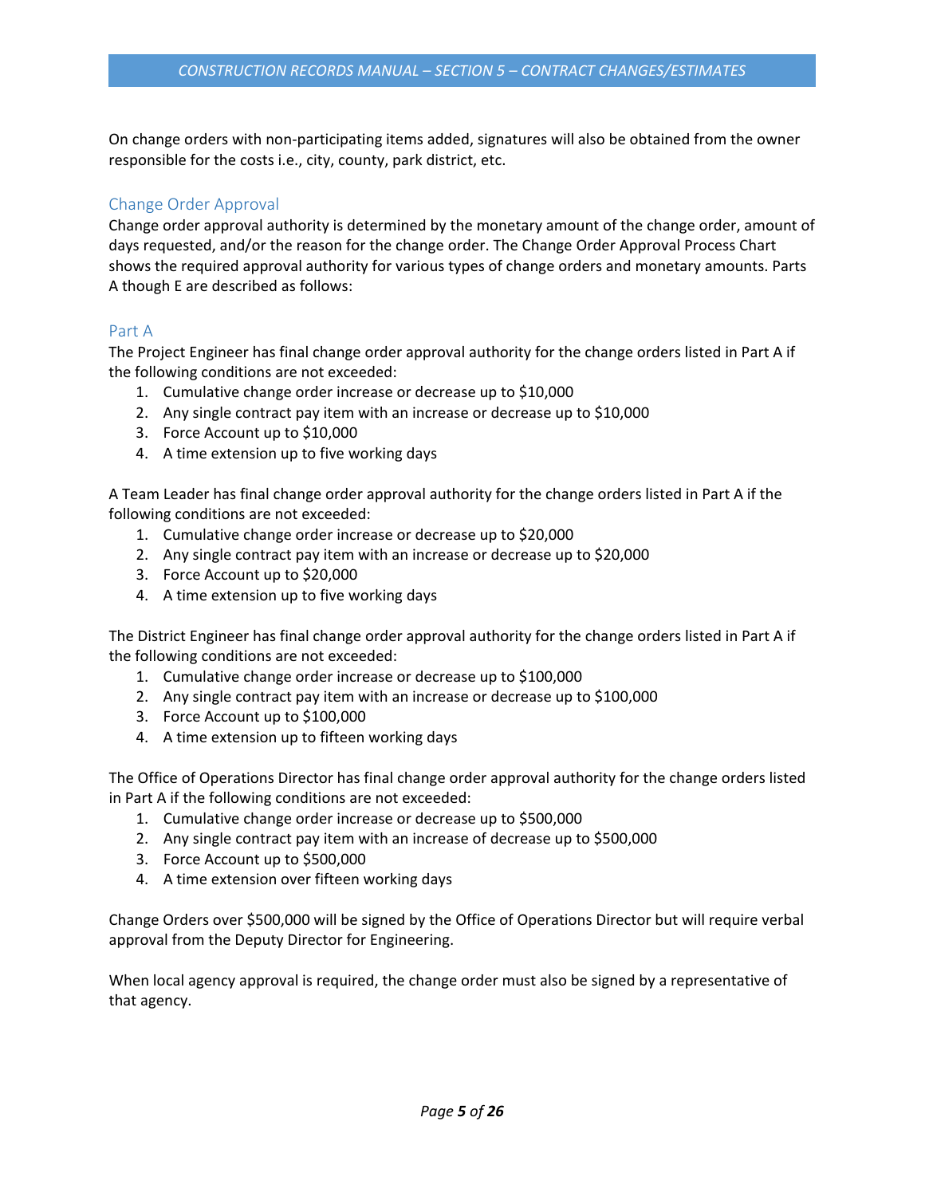On change orders with non-participating items added, signatures will also be obtained from the owner responsible for the costs i.e., city, county, park district, etc.

## Change Order Approval

Change order approval authority is determined by the monetary amount of the change order, amount of days requested, and/or the reason for the change order. The Change Order Approval Process Chart shows the required approval authority for various types of change orders and monetary amounts. Parts A though E are described as follows:

### Part A

The Project Engineer has final change order approval authority for the change orders listed in Part A if the following conditions are not exceeded:

1. Cumulative change order increase or decrease up to $10,000
2. Any single contract pay item with an increase or decrease up to $10,000
3. Force Account up to $10,000
4. A time extension up to five working days

A Team Leader has final change order approval authority for the change orders listed in Part A if the following conditions are not exceeded:

1. Cumulative change order increase or decrease up to $20,000
2. Any single contract pay item with an increase or decrease up to $20,000
3. Force Account up to $20,000
4. A time extension up to five working days

The District Engineer has final change order approval authority for the change orders listed in Part A if the following conditions are not exceeded:

1. Cumulative change order increase or decrease up to $100,000
2. Any single contract pay item with an increase or decrease up to $100,000
3. Force Account up to $100,000
4. A time extension up to fifteen working days

The Office of Operations Director has final change order approval authority for the change orders listed in Part A if the following conditions are not exceeded:

1. Cumulative change order increase or decrease up to $500,000
2. Any single contract pay item with an increase of decrease up to $500,000
3. Force Account up to $500,000
4. A time extension over fifteen working days

Change Orders over $500,000 will be signed by the Office of Operations Director but will require verbal approval from the Deputy Director for Engineering.

When local agency approval is required, the change order must also be signed by a representative of that agency.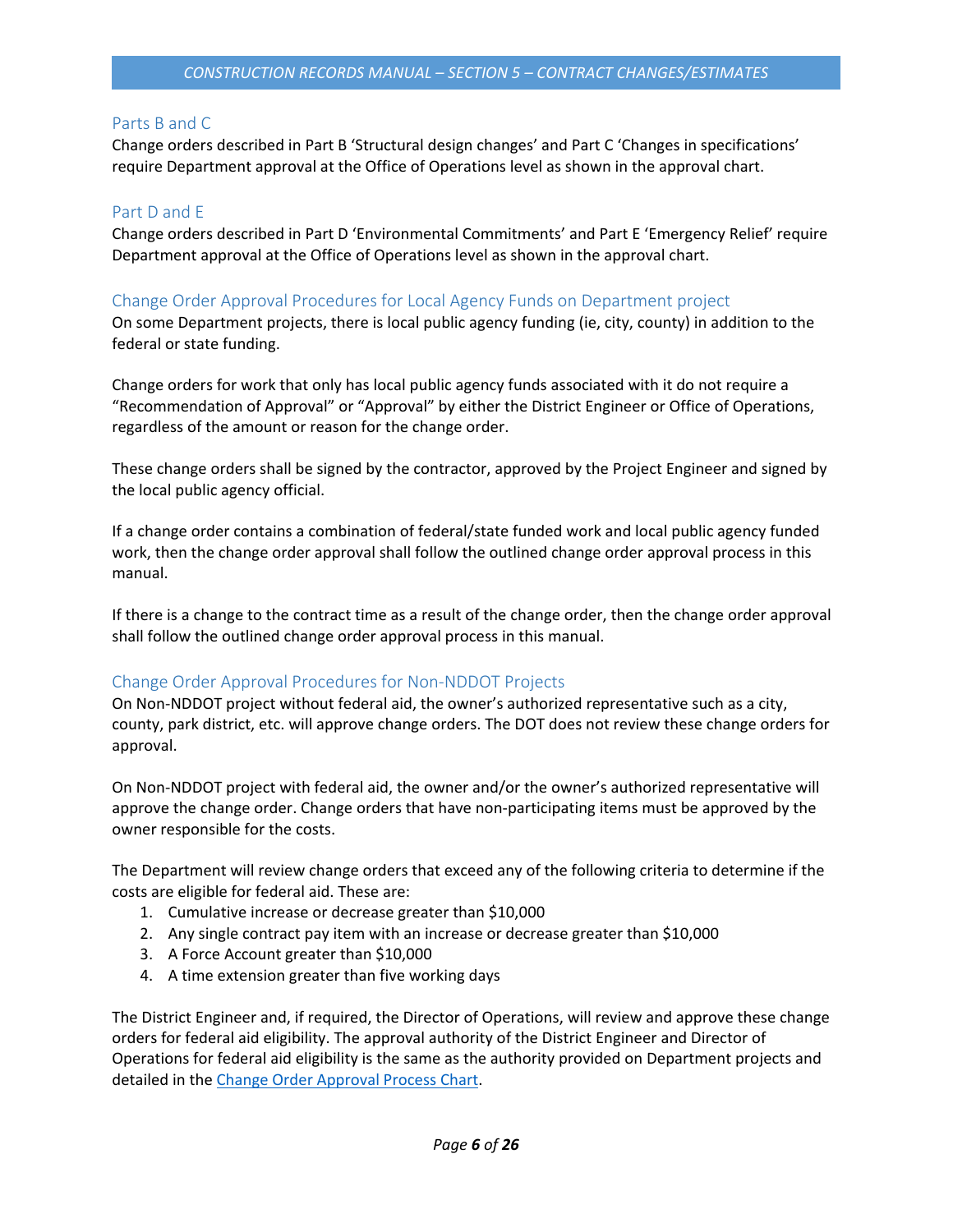### Parts B and C

Change orders described in Part B 'Structural design changes' and Part C 'Changes in specifications' require Department approval at the Office of Operations level as shown in the approval chart.

### Part D and E

Change orders described in Part D 'Environmental Commitments' and Part E 'Emergency Relief' require Department approval at the Office of Operations level as shown in the approval chart.

### Change Order Approval Procedures for Local Agency Funds on Department project

On some Department projects, there is local public agency funding (ie, city, county) in addition to the federal or state funding.

Change orders for work that only has local public agency funds associated with it do not require a "Recommendation of Approval" or "Approval" by either the District Engineer or Office of Operations, regardless of the amount or reason for the change order.

These change orders shall be signed by the contractor, approved by the Project Engineer and signed by the local public agency official.

If a change order contains a combination of federal/state funded work and local public agency funded work, then the change order approval shall follow the outlined change order approval process in this manual.

If there is a change to the contract time as a result of the change order, then the change order approval shall follow the outlined change order approval process in this manual.

### Change Order Approval Procedures for Non-NDDOT Projects

On Non-NDDOT project without federal aid, the owner's authorized representative such as a city, county, park district, etc. will approve change orders. The DOT does not review these change orders for approval.

On Non-NDDOT project with federal aid, the owner and/or the owner's authorized representative will approve the change order. Change orders that have non-participating items must be approved by the owner responsible for the costs.

The Department will review change orders that exceed any of the following criteria to determine if the costs are eligible for federal aid. These are:

1. Cumulative increase or decrease greater than $10,000
2. Any single contract pay item with an increase or decrease greater than $10,000
3. A Force Account greater than $10,000
4. A time extension greater than five working days

The District Engineer and, if required, the Director of Operations, will review and approve these change orders for federal aid eligibility. The approval authority of the District Engineer and Director of Operations for federal aid eligibility is the same as the authority provided on Department projects and detailed in the Change Order Approval Process Chart.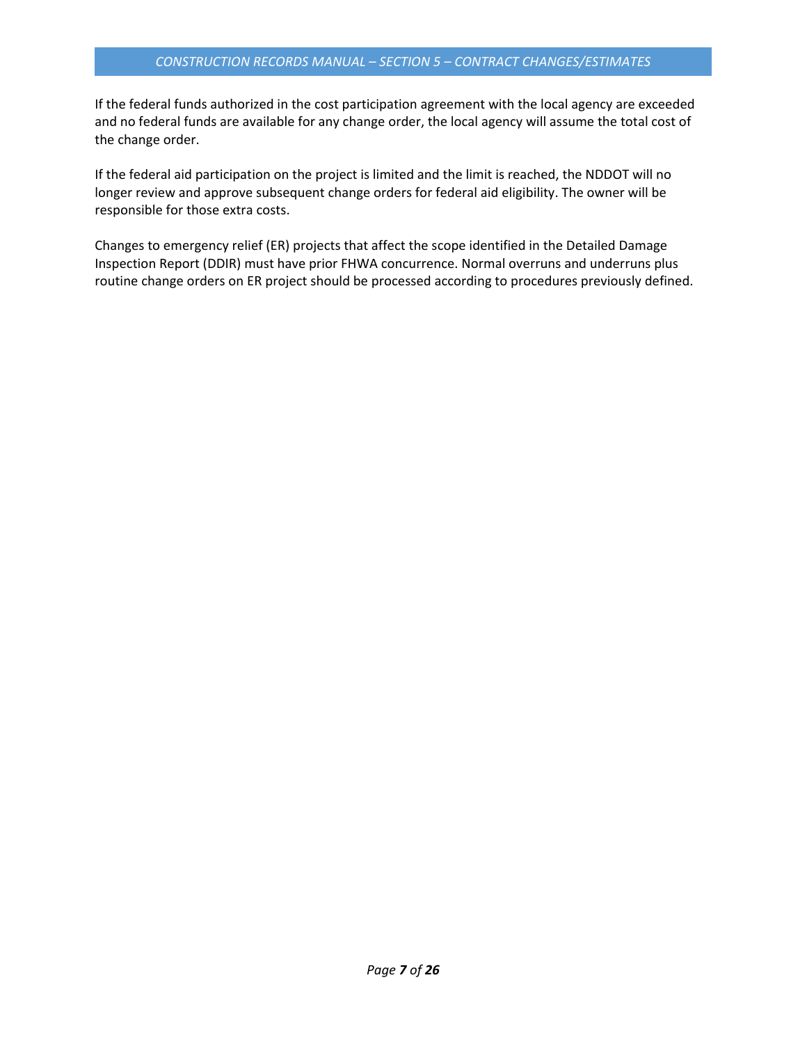If the federal funds authorized in the cost participation agreement with the local agency are exceeded and no federal funds are available for any change order, the local agency will assume the total cost of the change order.

If the federal aid participation on the project is limited and the limit is reached, the NDDOT will no longer review and approve subsequent change orders for federal aid eligibility. The owner will be responsible for those extra costs.

Changes to emergency relief (ER) projects that affect the scope identified in the Detailed Damage Inspection Report (DDIR) must have prior FHWA concurrence. Normal overruns and underruns plus routine change orders on ER project should be processed according to procedures previously defined.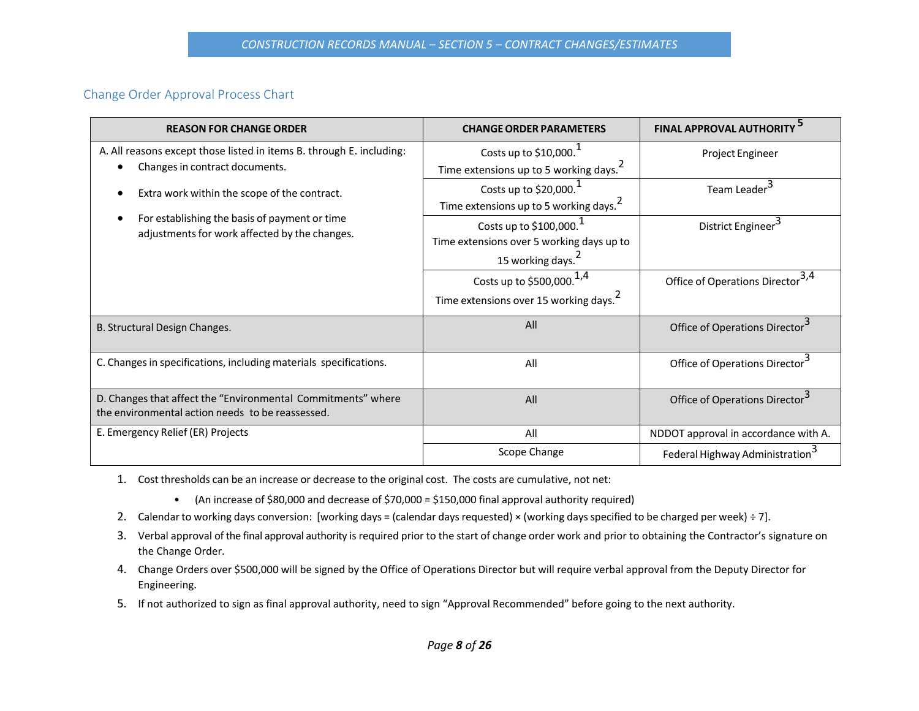## Change Order Approval Process Chart

| REASON FOR CHANGE ORDER | CHANGE ORDER PARAMETERS | FINAL APPROVAL AUTHORITY [5] |
|---|---|---|
| A. All reasons except those listed in items B. through E. including: <br>• Changes in contract documents. <br>• Extra work within the scope of the contract. <br>• For establishing the basis of payment or time adjustments for work affected by the changes. | Costs up to $10,000.[1] <br>Time extensions up to 5 working days.[2] | Project Engineer |
| | Costs up to $20,000.[1] <br>Time extensions up to 5 working days.[2] | Team Leader[3] |
| | Costs up to $100,000.[1] <br>Time extensions over 5 working days up to 15 working days.[2] | District Engineer[3] |
| | Costs up to $500,000.[1,4] <br>Time extensions over 15 working days.[2] | Office of Operations Director[3,4] |
| B. Structural Design Changes. | All | Office of Operations Director[3] |
| C. Changes in specifications, including materials specifications. | All | Office of Operations Director[3] |
| D. Changes that affect the "Environmental Commitments" where the environmental action needs to be reassessed. | All | Office of Operations Director[3] |
| E. Emergency Relief (ER) Projects | All | NDDOT approval in accordance with A. |
| | Scope Change | Federal Highway Administration[3] |

1. Cost thresholds can be an increase or decrease to the original cost. The costs are cumulative, not net:
   - (An increase of $80,000 and decrease of $70,000 = $150,000 final approval authority required)
2. Calendar to working days conversion: [working days = (calendar days requested) × (working days specified to be charged per week) ÷ 7].
3. Verbal approval of the final approval authority is required prior to the start of change order work and prior to obtaining the Contractor's signature on the Change Order.
4. Change Orders over $500,000 will be signed by the Office of Operations Director but will require verbal approval from the Deputy Director for Engineering.
5. If not authorized to sign as final approval authority, need to sign "Approval Recommended" before going to the next authority.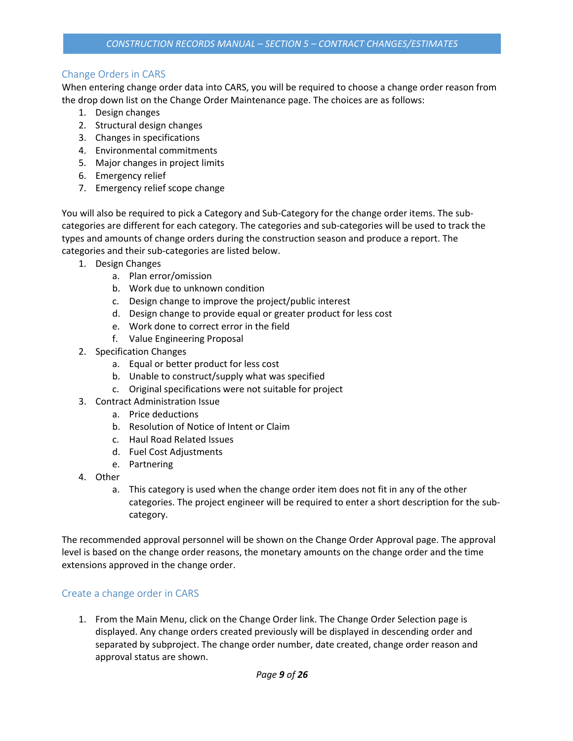## Change Orders in CARS

When entering change order data into CARS, you will be required to choose a change order reason from the drop down list on the Change Order Maintenance page. The choices are as follows:

1. Design changes
2. Structural design changes
3. Changes in specifications
4. Environmental commitments
5. Major changes in project limits
6. Emergency relief
7. Emergency relief scope change

You will also be required to pick a Category and Sub-Category for the change order items. The sub-categories are different for each category. The categories and sub-categories will be used to track the types and amounts of change orders during the construction season and produce a report. The categories and their sub-categories are listed below.

1. Design Changes
    a. Plan error/omission
    b. Work due to unknown condition
    c. Design change to improve the project/public interest
    d. Design change to provide equal or greater product for less cost
    e. Work done to correct error in the field
    f. Value Engineering Proposal
2. Specification Changes
    a. Equal or better product for less cost
    b. Unable to construct/supply what was specified
    c. Original specifications were not suitable for project
3. Contract Administration Issue
    a. Price deductions
    b. Resolution of Notice of Intent or Claim
    c. Haul Road Related Issues
    d. Fuel Cost Adjustments
    e. Partnering
4. Other
    a. This category is used when the change order item does not fit in any of the other categories. The project engineer will be required to enter a short description for the sub-category.

The recommended approval personnel will be shown on the Change Order Approval page. The approval level is based on the change order reasons, the monetary amounts on the change order and the time extensions approved in the change order.

## Create a change order in CARS

1. From the Main Menu, click on the Change Order link. The Change Order Selection page is displayed. Any change orders created previously will be displayed in descending order and separated by subproject. The change order number, date created, change order reason and approval status are shown.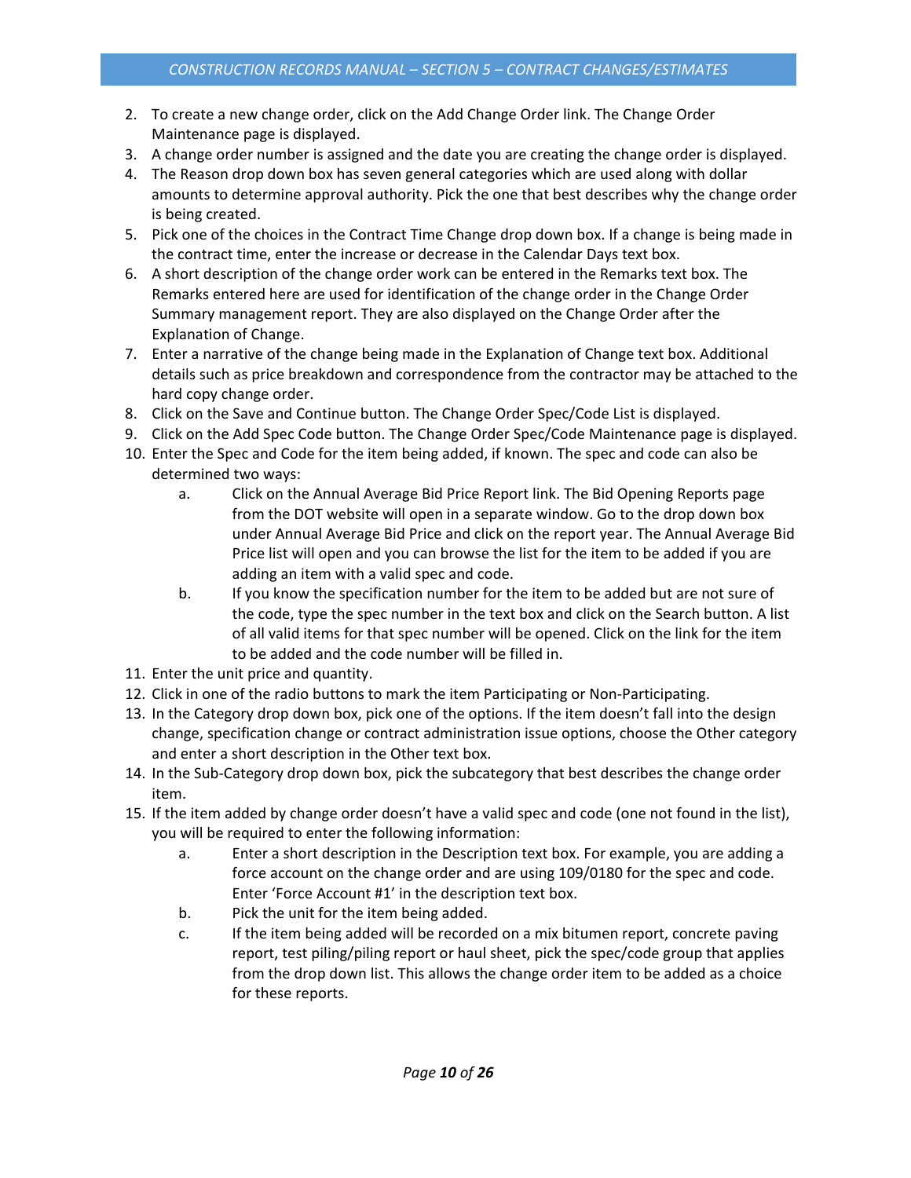2. To create a new change order, click on the Add Change Order link. The Change Order Maintenance page is displayed.
3. A change order number is assigned and the date you are creating the change order is displayed.
4. The Reason drop down box has seven general categories which are used along with dollar amounts to determine approval authority. Pick the one that best describes why the change order is being created.
5. Pick one of the choices in the Contract Time Change drop down box. If a change is being made in the contract time, enter the increase or decrease in the Calendar Days text box.
6. A short description of the change order work can be entered in the Remarks text box. The Remarks entered here are used for identification of the change order in the Change Order Summary management report. They are also displayed on the Change Order after the Explanation of Change.
7. Enter a narrative of the change being made in the Explanation of Change text box. Additional details such as price breakdown and correspondence from the contractor may be attached to the hard copy change order.
8. Click on the Save and Continue button. The Change Order Spec/Code List is displayed.
9. Click on the Add Spec Code button. The Change Order Spec/Code Maintenance page is displayed.
10. Enter the Spec and Code for the item being added, if known. The spec and code can also be determined two ways:
    a. Click on the Annual Average Bid Price Report link. The Bid Opening Reports page from the DOT website will open in a separate window. Go to the drop down box under Annual Average Bid Price and click on the report year. The Annual Average Bid Price list will open and you can browse the list for the item to be added if you are adding an item with a valid spec and code.
    b. If you know the specification number for the item to be added but are not sure of the code, type the spec number in the text box and click on the Search button. A list of all valid items for that spec number will be opened. Click on the link for the item to be added and the code number will be filled in.
11. Enter the unit price and quantity.
12. Click in one of the radio buttons to mark the item Participating or Non-Participating.
13. In the Category drop down box, pick one of the options. If the item doesn't fall into the design change, specification change or contract administration issue options, choose the Other category and enter a short description in the Other text box.
14. In the Sub-Category drop down box, pick the subcategory that best describes the change order item.
15. If the item added by change order doesn't have a valid spec and code (one not found in the list), you will be required to enter the following information:
    a. Enter a short description in the Description text box. For example, you are adding a force account on the change order and are using 109/0180 for the spec and code. Enter 'Force Account #1' in the description text box.
    b. Pick the unit for the item being added.
    c. If the item being added will be recorded on a mix bitumen report, concrete paving report, test piling/piling report or haul sheet, pick the spec/code group that applies from the drop down list. This allows the change order item to be added as a choice for these reports.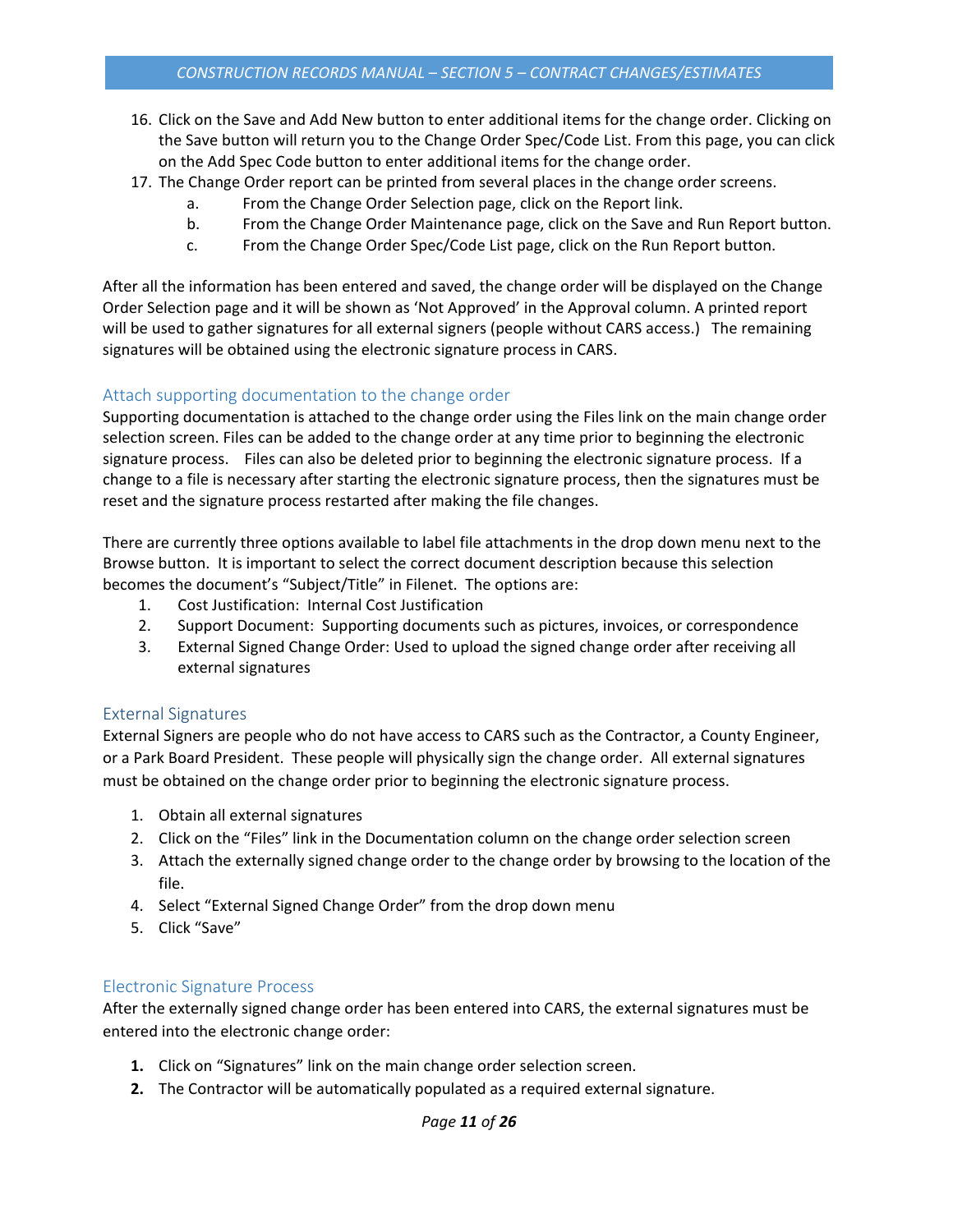16. Click on the Save and Add New button to enter additional items for the change order. Clicking on the Save button will return you to the Change Order Spec/Code List. From this page, you can click on the Add Spec Code button to enter additional items for the change order.
17. The Change Order report can be printed from several places in the change order screens.
    a. From the Change Order Selection page, click on the Report link.
    b. From the Change Order Maintenance page, click on the Save and Run Report button.
    c. From the Change Order Spec/Code List page, click on the Run Report button.

After all the information has been entered and saved, the change order will be displayed on the Change Order Selection page and it will be shown as 'Not Approved' in the Approval column. A printed report will be used to gather signatures for all external signers (people without CARS access.) The remaining signatures will be obtained using the electronic signature process in CARS.

## Attach supporting documentation to the change order

Supporting documentation is attached to the change order using the Files link on the main change order selection screen. Files can be added to the change order at any time prior to beginning the electronic signature process. Files can also be deleted prior to beginning the electronic signature process. If a change to a file is necessary after starting the electronic signature process, then the signatures must be reset and the signature process restarted after making the file changes.

There are currently three options available to label file attachments in the drop down menu next to the Browse button. It is important to select the correct document description because this selection becomes the document's "Subject/Title" in Filenet. The options are:

1. Cost Justification: Internal Cost Justification
2. Support Document: Supporting documents such as pictures, invoices, or correspondence
3. External Signed Change Order: Used to upload the signed change order after receiving all external signatures

## External Signatures

External Signers are people who do not have access to CARS such as the Contractor, a County Engineer, or a Park Board President. These people will physically sign the change order. All external signatures must be obtained on the change order prior to beginning the electronic signature process.

1. Obtain all external signatures
2. Click on the "Files" link in the Documentation column on the change order selection screen
3. Attach the externally signed change order to the change order by browsing to the location of the file.
4. Select "External Signed Change Order" from the drop down menu
5. Click "Save"

## Electronic Signature Process

After the externally signed change order has been entered into CARS, the external signatures must be entered into the electronic change order:

1. Click on "Signatures" link on the main change order selection screen.
2. The Contractor will be automatically populated as a required external signature.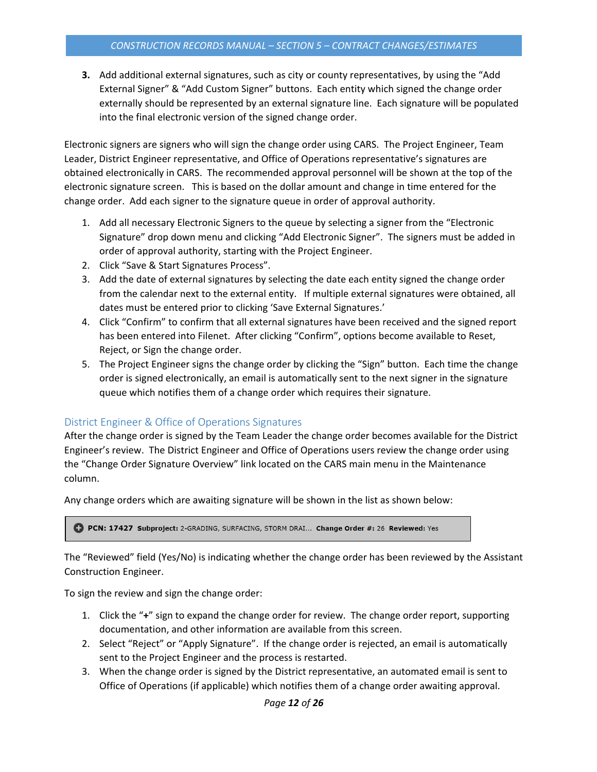3. Add additional external signatures, such as city or county representatives, by using the "Add External Signer" & "Add Custom Signer" buttons. Each entity which signed the change order externally should be represented by an external signature line. Each signature will be populated into the final electronic version of the signed change order.

Electronic signers are signers who will sign the change order using CARS. The Project Engineer, Team Leader, District Engineer representative, and Office of Operations representative's signatures are obtained electronically in CARS. The recommended approval personnel will be shown at the top of the electronic signature screen. This is based on the dollar amount and change in time entered for the change order. Add each signer to the signature queue in order of approval authority.

1. Add all necessary Electronic Signers to the queue by selecting a signer from the "Electronic Signature" drop down menu and clicking "Add Electronic Signer". The signers must be added in order of approval authority, starting with the Project Engineer.
2. Click "Save & Start Signatures Process".
3. Add the date of external signatures by selecting the date each entity signed the change order from the calendar next to the external entity. If multiple external signatures were obtained, all dates must be entered prior to clicking 'Save External Signatures.'
4. Click "Confirm" to confirm that all external signatures have been received and the signed report has been entered into Filenet. After clicking "Confirm", options become available to Reset, Reject, or Sign the change order.
5. The Project Engineer signs the change order by clicking the "Sign" button. Each time the change order is signed electronically, an email is automatically sent to the next signer in the signature queue which notifies them of a change order which requires their signature.

## District Engineer & Office of Operations Signatures

After the change order is signed by the Team Leader the change order becomes available for the District Engineer's review. The District Engineer and Office of Operations users review the change order using the "Change Order Signature Overview" link located on the CARS main menu in the Maintenance column.

Any change orders which are awaiting signature will be shown in the list as shown below:

**PCN: 17427** **Subproject:** 2-GRADING, SURFACING, STORM DRAI... **Change Order #:** 26 **Reviewed:** Yes

The "Reviewed" field (Yes/No) is indicating whether the change order has been reviewed by the Assistant Construction Engineer.

To sign the review and sign the change order:

1. Click the "**+**" sign to expand the change order for review. The change order report, supporting documentation, and other information are available from this screen.
2. Select "Reject" or "Apply Signature". If the change order is rejected, an email is automatically sent to the Project Engineer and the process is restarted.
3. When the change order is signed by the District representative, an automated email is sent to Office of Operations (if applicable) which notifies them of a change order awaiting approval.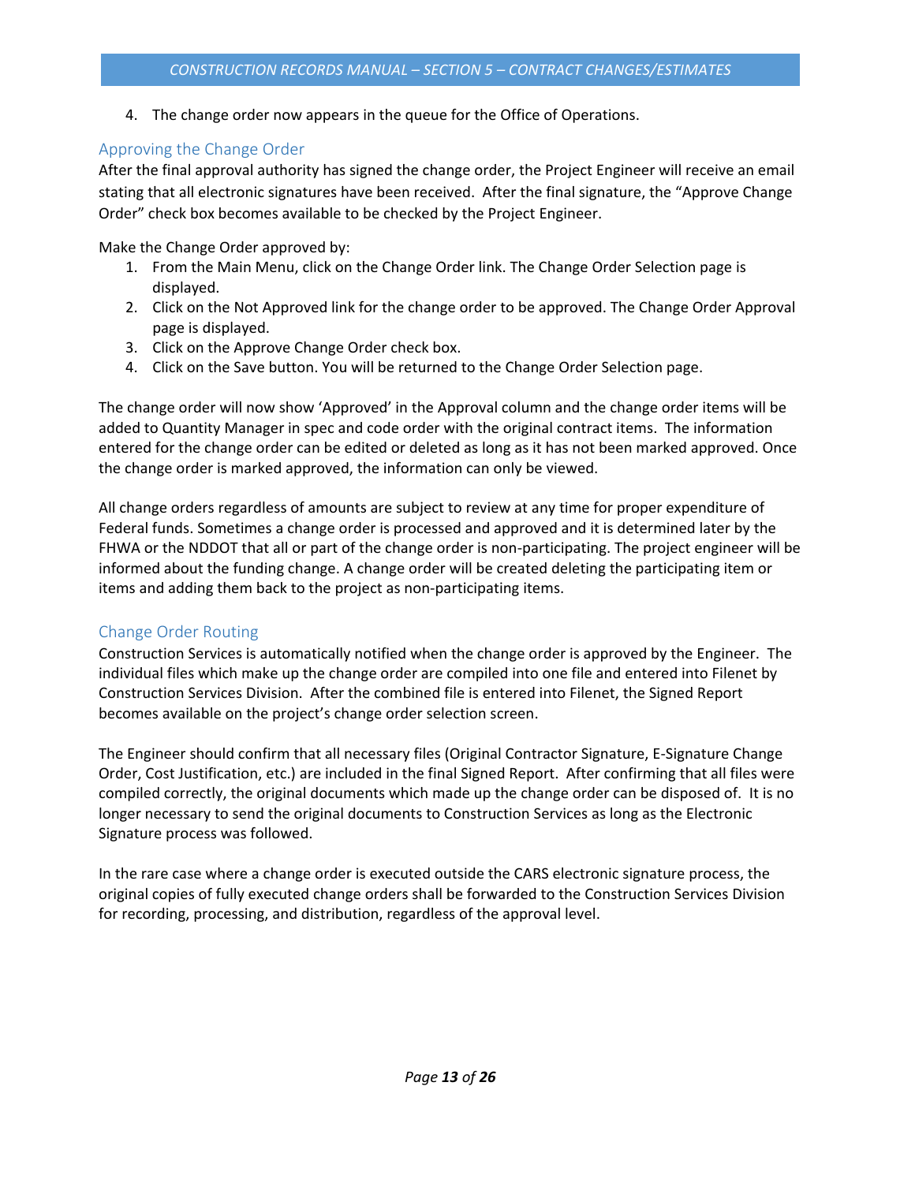4. The change order now appears in the queue for the Office of Operations.

## Approving the Change Order

After the final approval authority has signed the change order, the Project Engineer will receive an email stating that all electronic signatures have been received. After the final signature, the "Approve Change Order" check box becomes available to be checked by the Project Engineer.

Make the Change Order approved by:

1. From the Main Menu, click on the Change Order link. The Change Order Selection page is displayed.
2. Click on the Not Approved link for the change order to be approved. The Change Order Approval page is displayed.
3. Click on the Approve Change Order check box.
4. Click on the Save button. You will be returned to the Change Order Selection page.

The change order will now show 'Approved' in the Approval column and the change order items will be added to Quantity Manager in spec and code order with the original contract items. The information entered for the change order can be edited or deleted as long as it has not been marked approved. Once the change order is marked approved, the information can only be viewed.

All change orders regardless of amounts are subject to review at any time for proper expenditure of Federal funds. Sometimes a change order is processed and approved and it is determined later by the FHWA or the NDDOT that all or part of the change order is non-participating. The project engineer will be informed about the funding change. A change order will be created deleting the participating item or items and adding them back to the project as non-participating items.

## Change Order Routing

Construction Services is automatically notified when the change order is approved by the Engineer. The individual files which make up the change order are compiled into one file and entered into Filenet by Construction Services Division. After the combined file is entered into Filenet, the Signed Report becomes available on the project's change order selection screen.

The Engineer should confirm that all necessary files (Original Contractor Signature, E-Signature Change Order, Cost Justification, etc.) are included in the final Signed Report. After confirming that all files were compiled correctly, the original documents which made up the change order can be disposed of. It is no longer necessary to send the original documents to Construction Services as long as the Electronic Signature process was followed.

In the rare case where a change order is executed outside the CARS electronic signature process, the original copies of fully executed change orders shall be forwarded to the Construction Services Division for recording, processing, and distribution, regardless of the approval level.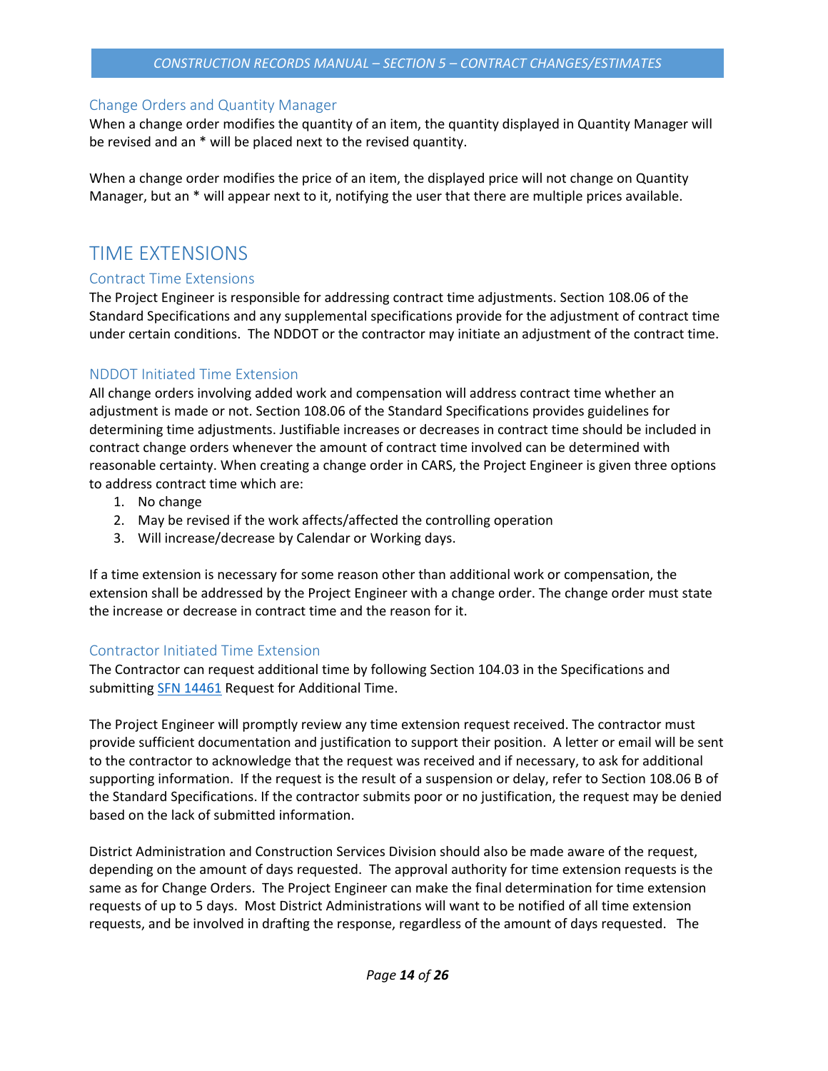### Change Orders and Quantity Manager

When a change order modifies the quantity of an item, the quantity displayed in Quantity Manager will be revised and an * will be placed next to the revised quantity.

When a change order modifies the price of an item, the displayed price will not change on Quantity Manager, but an * will appear next to it, notifying the user that there are multiple prices available.

## TIME EXTENSIONS

### Contract Time Extensions

The Project Engineer is responsible for addressing contract time adjustments. Section 108.06 of the Standard Specifications and any supplemental specifications provide for the adjustment of contract time under certain conditions. The NDDOT or the contractor may initiate an adjustment of the contract time.

### NDDOT Initiated Time Extension

All change orders involving added work and compensation will address contract time whether an adjustment is made or not. Section 108.06 of the Standard Specifications provides guidelines for determining time adjustments. Justifiable increases or decreases in contract time should be included in contract change orders whenever the amount of contract time involved can be determined with reasonable certainty. When creating a change order in CARS, the Project Engineer is given three options to address contract time which are:

1. No change
2. May be revised if the work affects/affected the controlling operation
3. Will increase/decrease by Calendar or Working days.

If a time extension is necessary for some reason other than additional work or compensation, the extension shall be addressed by the Project Engineer with a change order. The change order must state the increase or decrease in contract time and the reason for it.

### Contractor Initiated Time Extension

The Contractor can request additional time by following Section 104.03 in the Specifications and submitting SFN 14461 Request for Additional Time.

The Project Engineer will promptly review any time extension request received. The contractor must provide sufficient documentation and justification to support their position. A letter or email will be sent to the contractor to acknowledge that the request was received and if necessary, to ask for additional supporting information. If the request is the result of a suspension or delay, refer to Section 108.06 B of the Standard Specifications. If the contractor submits poor or no justification, the request may be denied based on the lack of submitted information.

District Administration and Construction Services Division should also be made aware of the request, depending on the amount of days requested. The approval authority for time extension requests is the same as for Change Orders. The Project Engineer can make the final determination for time extension requests of up to 5 days. Most District Administrations will want to be notified of all time extension requests, and be involved in drafting the response, regardless of the amount of days requested. The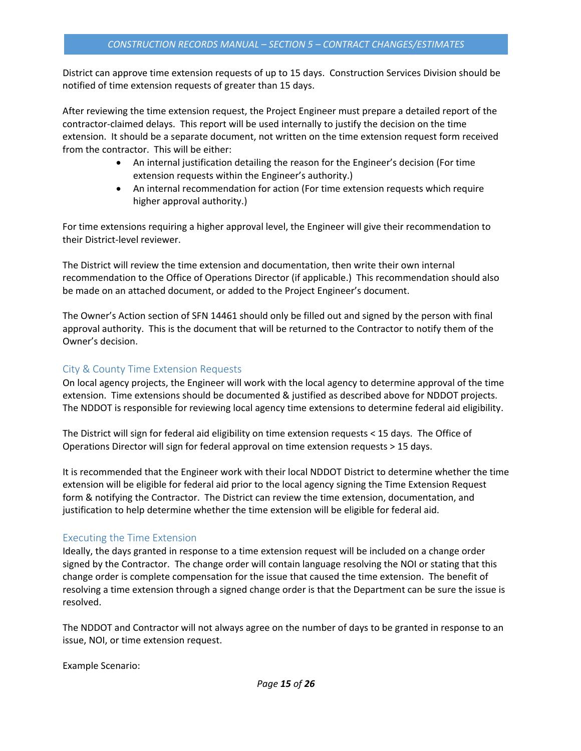District can approve time extension requests of up to 15 days. Construction Services Division should be notified of time extension requests of greater than 15 days.

After reviewing the time extension request, the Project Engineer must prepare a detailed report of the contractor-claimed delays. This report will be used internally to justify the decision on the time extension. It should be a separate document, not written on the time extension request form received from the contractor. This will be either:

- An internal justification detailing the reason for the Engineer's decision (For time extension requests within the Engineer's authority.)
- An internal recommendation for action (For time extension requests which require higher approval authority.)

For time extensions requiring a higher approval level, the Engineer will give their recommendation to their District-level reviewer.

The District will review the time extension and documentation, then write their own internal recommendation to the Office of Operations Director (if applicable.) This recommendation should also be made on an attached document, or added to the Project Engineer's document.

The Owner's Action section of SFN 14461 should only be filled out and signed by the person with final approval authority. This is the document that will be returned to the Contractor to notify them of the Owner's decision.

## City & County Time Extension Requests

On local agency projects, the Engineer will work with the local agency to determine approval of the time extension. Time extensions should be documented & justified as described above for NDDOT projects. The NDDOT is responsible for reviewing local agency time extensions to determine federal aid eligibility.

The District will sign for federal aid eligibility on time extension requests < 15 days. The Office of Operations Director will sign for federal approval on time extension requests > 15 days.

It is recommended that the Engineer work with their local NDDOT District to determine whether the time extension will be eligible for federal aid prior to the local agency signing the Time Extension Request form & notifying the Contractor. The District can review the time extension, documentation, and justification to help determine whether the time extension will be eligible for federal aid.

## Executing the Time Extension

Ideally, the days granted in response to a time extension request will be included on a change order signed by the Contractor. The change order will contain language resolving the NOI or stating that this change order is complete compensation for the issue that caused the time extension. The benefit of resolving a time extension through a signed change order is that the Department can be sure the issue is resolved.

The NDDOT and Contractor will not always agree on the number of days to be granted in response to an issue, NOI, or time extension request.

Example Scenario: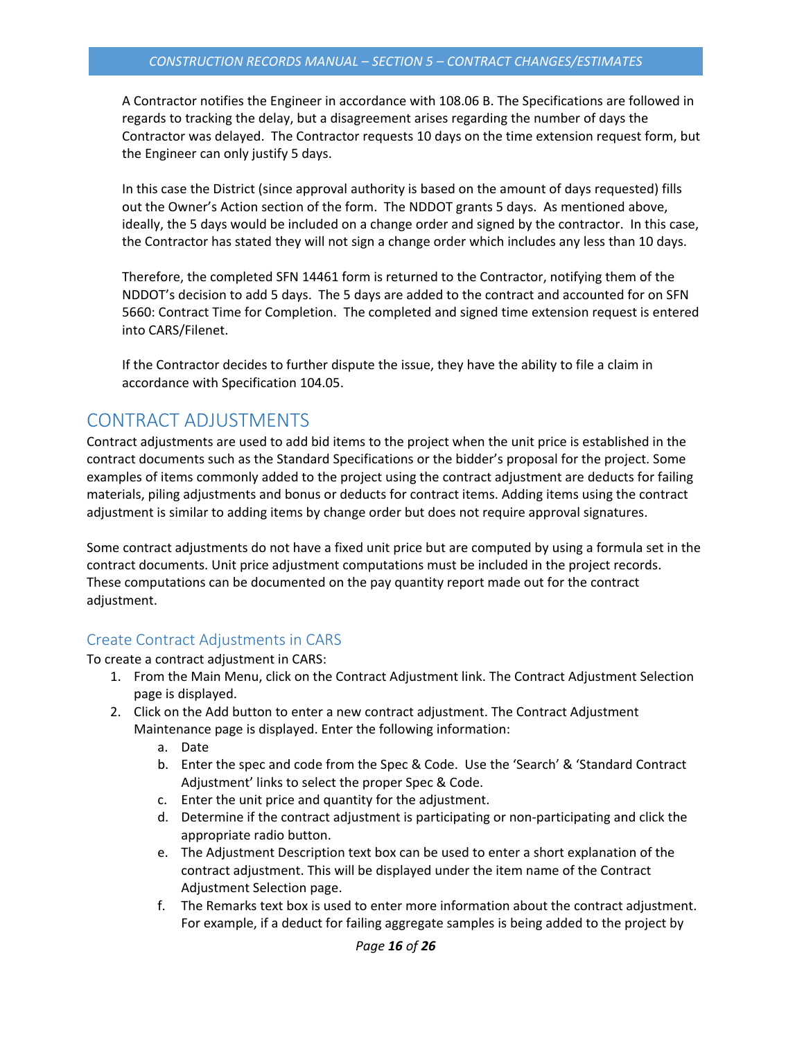A Contractor notifies the Engineer in accordance with 108.06 B. The Specifications are followed in regards to tracking the delay, but a disagreement arises regarding the number of days the Contractor was delayed. The Contractor requests 10 days on the time extension request form, but the Engineer can only justify 5 days.

In this case the District (since approval authority is based on the amount of days requested) fills out the Owner's Action section of the form. The NDDOT grants 5 days. As mentioned above, ideally, the 5 days would be included on a change order and signed by the contractor. In this case, the Contractor has stated they will not sign a change order which includes any less than 10 days.

Therefore, the completed SFN 14461 form is returned to the Contractor, notifying them of the NDDOT's decision to add 5 days. The 5 days are added to the contract and accounted for on SFN 5660: Contract Time for Completion. The completed and signed time extension request is entered into CARS/Filenet.

If the Contractor decides to further dispute the issue, they have the ability to file a claim in accordance with Specification 104.05.

# CONTRACT ADJUSTMENTS

Contract adjustments are used to add bid items to the project when the unit price is established in the contract documents such as the Standard Specifications or the bidder's proposal for the project. Some examples of items commonly added to the project using the contract adjustment are deducts for failing materials, piling adjustments and bonus or deducts for contract items. Adding items using the contract adjustment is similar to adding items by change order but does not require approval signatures.

Some contract adjustments do not have a fixed unit price but are computed by using a formula set in the contract documents. Unit price adjustment computations must be included in the project records. These computations can be documented on the pay quantity report made out for the contract adjustment.

## Create Contract Adjustments in CARS

To create a contract adjustment in CARS:

1. From the Main Menu, click on the Contract Adjustment link. The Contract Adjustment Selection page is displayed.
2. Click on the Add button to enter a new contract adjustment. The Contract Adjustment Maintenance page is displayed. Enter the following information:
   a. Date
   b. Enter the spec and code from the Spec & Code. Use the 'Search' & 'Standard Contract Adjustment' links to select the proper Spec & Code.
   c. Enter the unit price and quantity for the adjustment.
   d. Determine if the contract adjustment is participating or non-participating and click the appropriate radio button.
   e. The Adjustment Description text box can be used to enter a short explanation of the contract adjustment. This will be displayed under the item name of the Contract Adjustment Selection page.
   f. The Remarks text box is used to enter more information about the contract adjustment. For example, if a deduct for failing aggregate samples is being added to the project by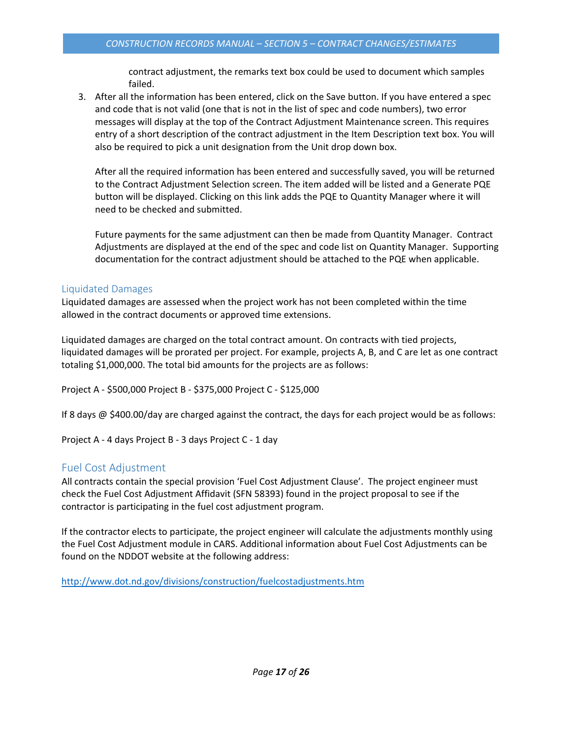contract adjustment, the remarks text box could be used to document which samples failed.

3. After all the information has been entered, click on the Save button. If you have entered a spec and code that is not valid (one that is not in the list of spec and code numbers), two error messages will display at the top of the Contract Adjustment Maintenance screen. This requires entry of a short description of the contract adjustment in the Item Description text box. You will also be required to pick a unit designation from the Unit drop down box.

   After all the required information has been entered and successfully saved, you will be returned to the Contract Adjustment Selection screen. The item added will be listed and a Generate PQE button will be displayed. Clicking on this link adds the PQE to Quantity Manager where it will need to be checked and submitted.

   Future payments for the same adjustment can then be made from Quantity Manager. Contract Adjustments are displayed at the end of the spec and code list on Quantity Manager. Supporting documentation for the contract adjustment should be attached to the PQE when applicable.

### Liquidated Damages

Liquidated damages are assessed when the project work has not been completed within the time allowed in the contract documents or approved time extensions.

Liquidated damages are charged on the total contract amount. On contracts with tied projects, liquidated damages will be prorated per project. For example, projects A, B, and C are let as one contract totaling $1,000,000. The total bid amounts for the projects are as follows:

Project A - $500,000 Project B - $375,000 Project C - $125,000

If 8 days @ $400.00/day are charged against the contract, the days for each project would be as follows:

Project A - 4 days Project B - 3 days Project C - 1 day

## Fuel Cost Adjustment

All contracts contain the special provision 'Fuel Cost Adjustment Clause'. The project engineer must check the Fuel Cost Adjustment Affidavit (SFN 58393) found in the project proposal to see if the contractor is participating in the fuel cost adjustment program.

If the contractor elects to participate, the project engineer will calculate the adjustments monthly using the Fuel Cost Adjustment module in CARS. Additional information about Fuel Cost Adjustments can be found on the NDDOT website at the following address:

http://www.dot.nd.gov/divisions/construction/fuelcostadjustments.htm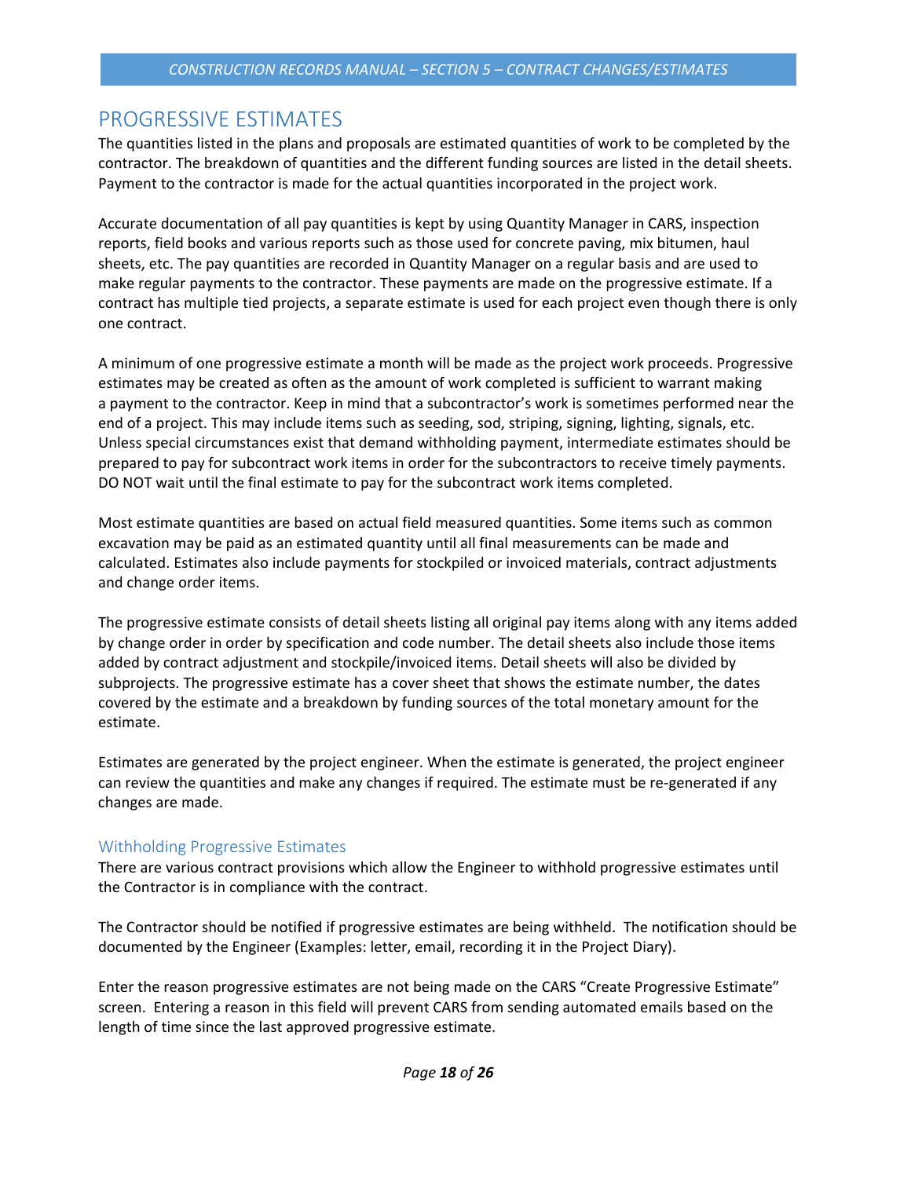## PROGRESSIVE ESTIMATES

The quantities listed in the plans and proposals are estimated quantities of work to be completed by the contractor. The breakdown of quantities and the different funding sources are listed in the detail sheets. Payment to the contractor is made for the actual quantities incorporated in the project work.

Accurate documentation of all pay quantities is kept by using Quantity Manager in CARS, inspection reports, field books and various reports such as those used for concrete paving, mix bitumen, haul sheets, etc. The pay quantities are recorded in Quantity Manager on a regular basis and are used to make regular payments to the contractor. These payments are made on the progressive estimate. If a contract has multiple tied projects, a separate estimate is used for each project even though there is only one contract.

A minimum of one progressive estimate a month will be made as the project work proceeds. Progressive estimates may be created as often as the amount of work completed is sufficient to warrant making a payment to the contractor. Keep in mind that a subcontractor's work is sometimes performed near the end of a project. This may include items such as seeding, sod, striping, signing, lighting, signals, etc. Unless special circumstances exist that demand withholding payment, intermediate estimates should be prepared to pay for subcontract work items in order for the subcontractors to receive timely payments. DO NOT wait until the final estimate to pay for the subcontract work items completed.

Most estimate quantities are based on actual field measured quantities. Some items such as common excavation may be paid as an estimated quantity until all final measurements can be made and calculated. Estimates also include payments for stockpiled or invoiced materials, contract adjustments and change order items.

The progressive estimate consists of detail sheets listing all original pay items along with any items added by change order in order by specification and code number. The detail sheets also include those items added by contract adjustment and stockpile/invoiced items. Detail sheets will also be divided by subprojects. The progressive estimate has a cover sheet that shows the estimate number, the dates covered by the estimate and a breakdown by funding sources of the total monetary amount for the estimate.

Estimates are generated by the project engineer. When the estimate is generated, the project engineer can review the quantities and make any changes if required. The estimate must be re-generated if any changes are made.

### Withholding Progressive Estimates

There are various contract provisions which allow the Engineer to withhold progressive estimates until the Contractor is in compliance with the contract.

The Contractor should be notified if progressive estimates are being withheld. The notification should be documented by the Engineer (Examples: letter, email, recording it in the Project Diary).

Enter the reason progressive estimates are not being made on the CARS "Create Progressive Estimate" screen. Entering a reason in this field will prevent CARS from sending automated emails based on the length of time since the last approved progressive estimate.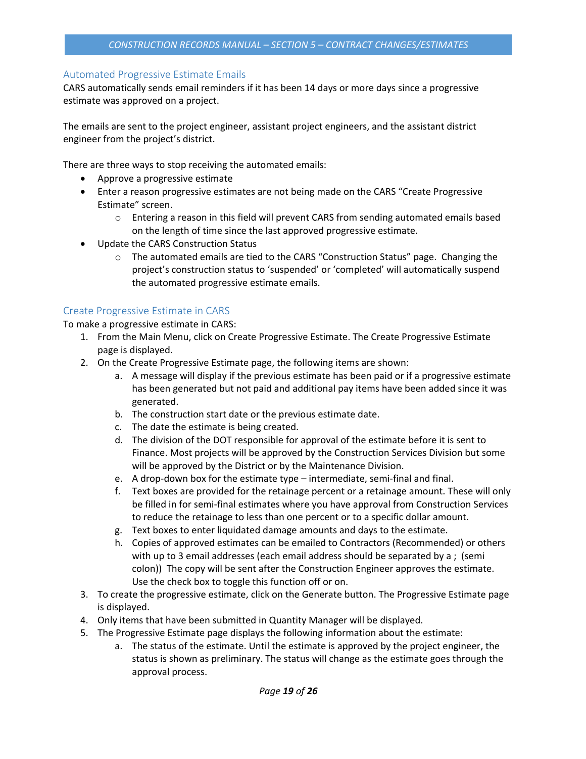## Automated Progressive Estimate Emails

CARS automatically sends email reminders if it has been 14 days or more days since a progressive estimate was approved on a project.

The emails are sent to the project engineer, assistant project engineers, and the assistant district engineer from the project's district.

There are three ways to stop receiving the automated emails:

- Approve a progressive estimate
- Enter a reason progressive estimates are not being made on the CARS "Create Progressive Estimate" screen.
  - Entering a reason in this field will prevent CARS from sending automated emails based on the length of time since the last approved progressive estimate.
- Update the CARS Construction Status
  - The automated emails are tied to the CARS "Construction Status" page. Changing the project's construction status to 'suspended' or 'completed' will automatically suspend the automated progressive estimate emails.

## Create Progressive Estimate in CARS

To make a progressive estimate in CARS:

1. From the Main Menu, click on Create Progressive Estimate. The Create Progressive Estimate page is displayed.
2. On the Create Progressive Estimate page, the following items are shown:
   a. A message will display if the previous estimate has been paid or if a progressive estimate has been generated but not paid and additional pay items have been added since it was generated.
   b. The construction start date or the previous estimate date.
   c. The date the estimate is being created.
   d. The division of the DOT responsible for approval of the estimate before it is sent to Finance. Most projects will be approved by the Construction Services Division but some will be approved by the District or by the Maintenance Division.
   e. A drop-down box for the estimate type – intermediate, semi-final and final.
   f. Text boxes are provided for the retainage percent or a retainage amount. These will only be filled in for semi-final estimates where you have approval from Construction Services to reduce the retainage to less than one percent or to a specific dollar amount.
   g. Text boxes to enter liquidated damage amounts and days to the estimate.
   h. Copies of approved estimates can be emailed to Contractors (Recommended) or others with up to 3 email addresses (each email address should be separated by a ; (semi colon)) The copy will be sent after the Construction Engineer approves the estimate. Use the check box to toggle this function off or on.
3. To create the progressive estimate, click on the Generate button. The Progressive Estimate page is displayed.
4. Only items that have been submitted in Quantity Manager will be displayed.
5. The Progressive Estimate page displays the following information about the estimate:
   a. The status of the estimate. Until the estimate is approved by the project engineer, the status is shown as preliminary. The status will change as the estimate goes through the approval process.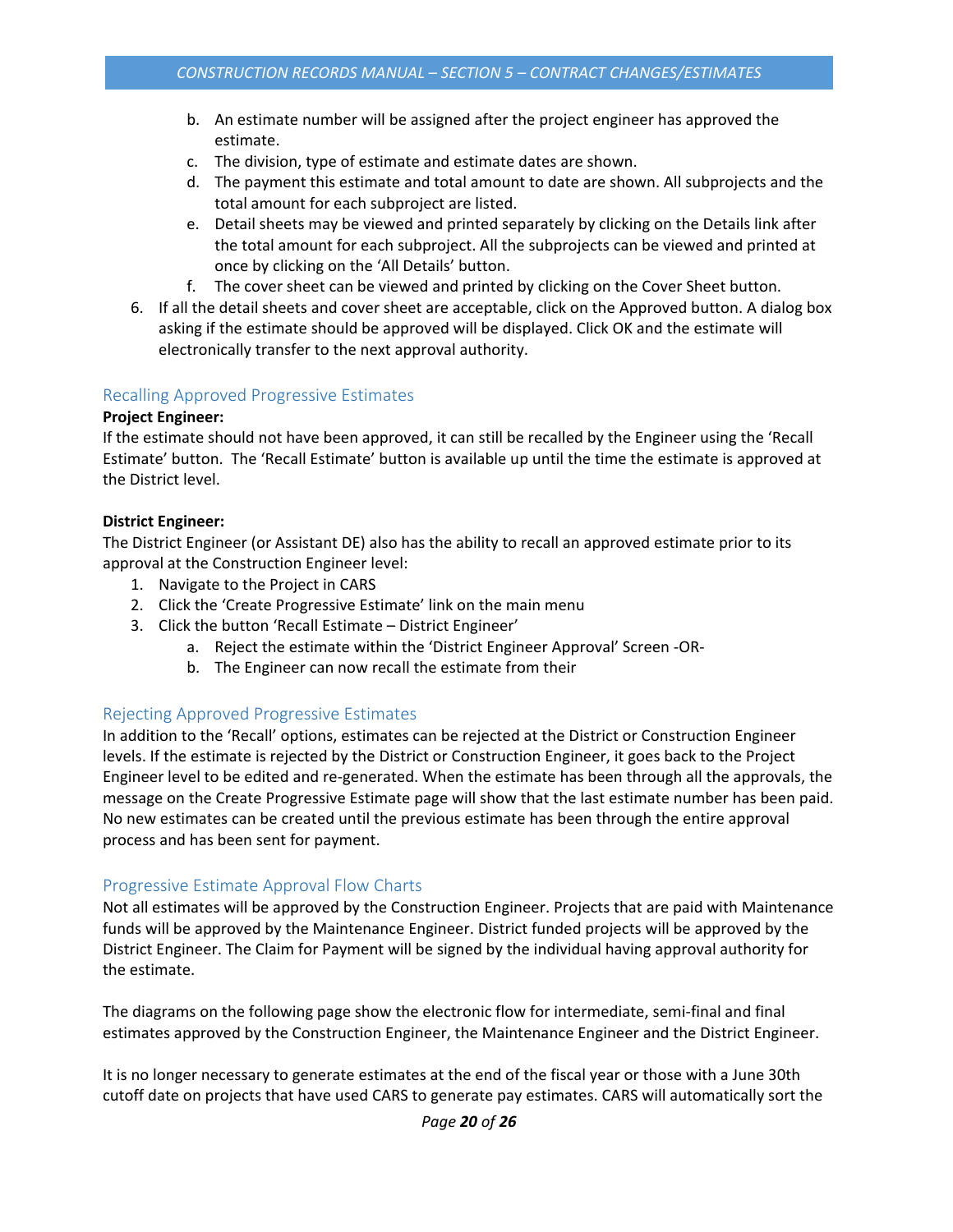b. An estimate number will be assigned after the project engineer has approved the estimate.
c. The division, type of estimate and estimate dates are shown.
d. The payment this estimate and total amount to date are shown. All subprojects and the total amount for each subproject are listed.
e. Detail sheets may be viewed and printed separately by clicking on the Details link after the total amount for each subproject. All the subprojects can be viewed and printed at once by clicking on the 'All Details' button.
f. The cover sheet can be viewed and printed by clicking on the Cover Sheet button.

6. If all the detail sheets and cover sheet are acceptable, click on the Approved button. A dialog box asking if the estimate should be approved will be displayed. Click OK and the estimate will electronically transfer to the next approval authority.

## Recalling Approved Progressive Estimates

**Project Engineer:**

If the estimate should not have been approved, it can still be recalled by the Engineer using the 'Recall Estimate' button. The 'Recall Estimate' button is available up until the time the estimate is approved at the District level.

**District Engineer:**

The District Engineer (or Assistant DE) also has the ability to recall an approved estimate prior to its approval at the Construction Engineer level:

1. Navigate to the Project in CARS
2. Click the 'Create Progressive Estimate' link on the main menu
3. Click the button 'Recall Estimate – District Engineer'
   a. Reject the estimate within the 'District Engineer Approval' Screen -OR-
   b. The Engineer can now recall the estimate from their

## Rejecting Approved Progressive Estimates

In addition to the 'Recall' options, estimates can be rejected at the District or Construction Engineer levels. If the estimate is rejected by the District or Construction Engineer, it goes back to the Project Engineer level to be edited and re-generated. When the estimate has been through all the approvals, the message on the Create Progressive Estimate page will show that the last estimate number has been paid. No new estimates can be created until the previous estimate has been through the entire approval process and has been sent for payment.

## Progressive Estimate Approval Flow Charts

Not all estimates will be approved by the Construction Engineer. Projects that are paid with Maintenance funds will be approved by the Maintenance Engineer. District funded projects will be approved by the District Engineer. The Claim for Payment will be signed by the individual having approval authority for the estimate.

The diagrams on the following page show the electronic flow for intermediate, semi-final and final estimates approved by the Construction Engineer, the Maintenance Engineer and the District Engineer.

It is no longer necessary to generate estimates at the end of the fiscal year or those with a June 30th cutoff date on projects that have used CARS to generate pay estimates. CARS will automatically sort the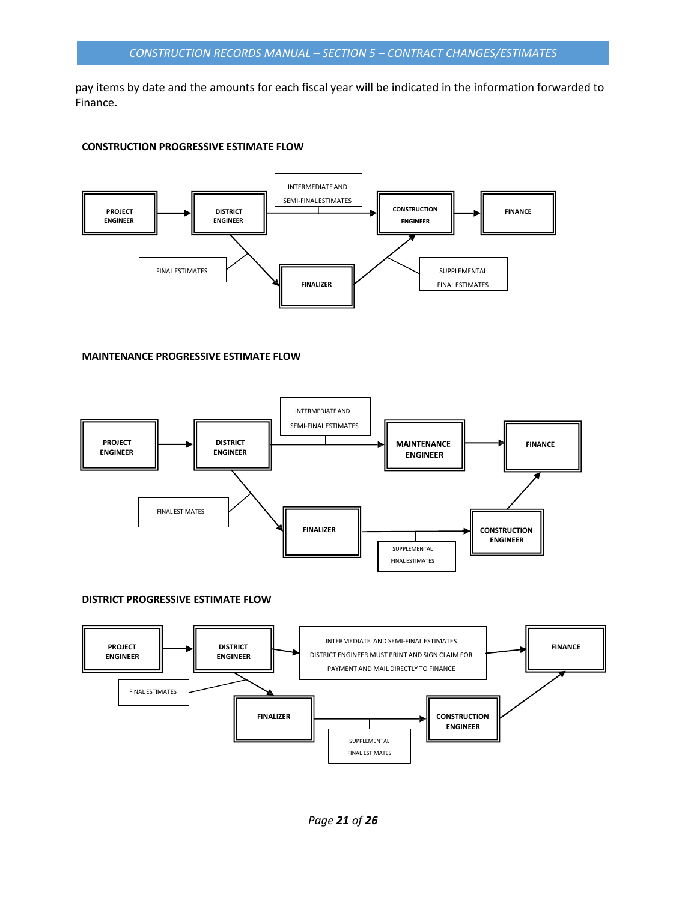pay items by date and the amounts for each fiscal year will be indicated in the information forwarded to Finance.

**CONSTRUCTION PROGRESSIVE ESTIMATE FLOW**

PROJECT ENGINEER → DISTRICT ENGINEER → (INTERMEDIATE AND SEMI-FINAL ESTIMATES) → CONSTRUCTION ENGINEER → FINANCE

DISTRICT ENGINEER → (FINAL ESTIMATES) → FINALIZER → (SUPPLEMENTAL FINAL ESTIMATES) → CONSTRUCTION ENGINEER

**MAINTENANCE PROGRESSIVE ESTIMATE FLOW**

PROJECT ENGINEER → DISTRICT ENGINEER → (INTERMEDIATE AND SEMI-FINAL ESTIMATES) → MAINTENANCE ENGINEER → FINANCE

DISTRICT ENGINEER → (FINAL ESTIMATES) → FINALIZER → (SUPPLEMENTAL FINAL ESTIMATES) → CONSTRUCTION ENGINEER → FINANCE

**DISTRICT PROGRESSIVE ESTIMATE FLOW**

PROJECT ENGINEER → DISTRICT ENGINEER → INTERMEDIATE AND SEMI-FINAL ESTIMATES DISTRICT ENGINEER MUST PRINT AND SIGN CLAIM FOR PAYMENT AND MAIL DIRECTLY TO FINANCE → FINANCE

DISTRICT ENGINEER → (FINAL ESTIMATES) → FINALIZER → (SUPPLEMENTAL FINAL ESTIMATES) → CONSTRUCTION ENGINEER → FINANCE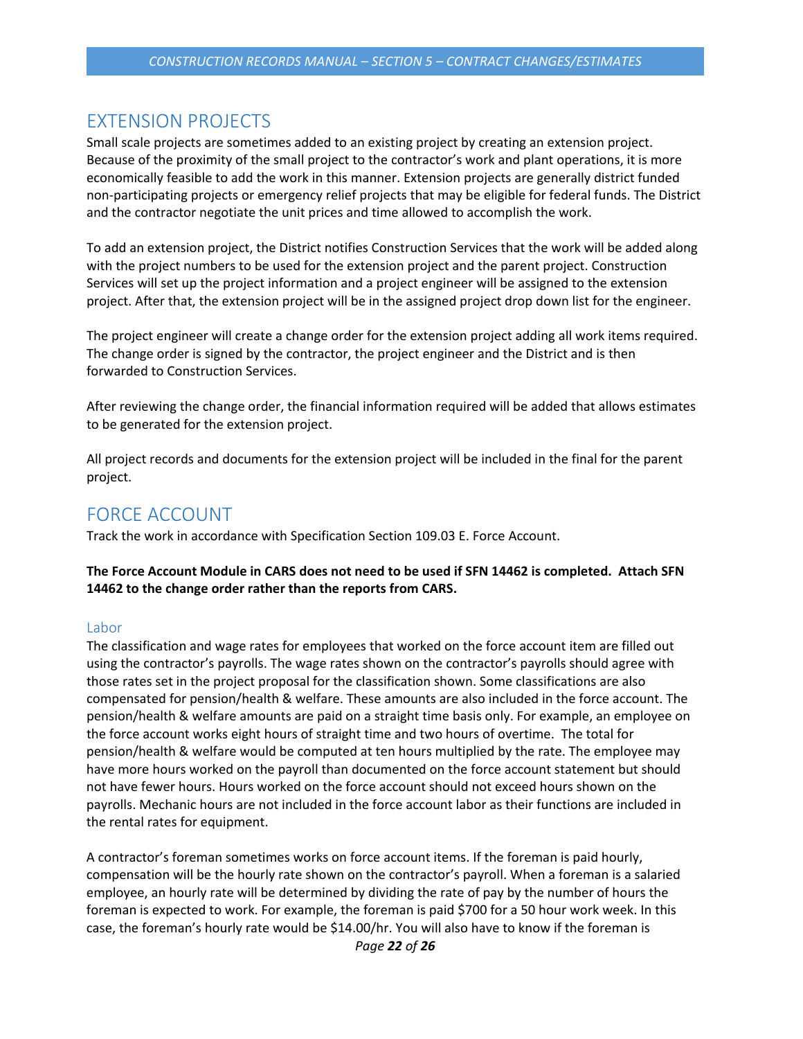## EXTENSION PROJECTS

Small scale projects are sometimes added to an existing project by creating an extension project. Because of the proximity of the small project to the contractor's work and plant operations, it is more economically feasible to add the work in this manner. Extension projects are generally district funded non-participating projects or emergency relief projects that may be eligible for federal funds. The District and the contractor negotiate the unit prices and time allowed to accomplish the work.

To add an extension project, the District notifies Construction Services that the work will be added along with the project numbers to be used for the extension project and the parent project. Construction Services will set up the project information and a project engineer will be assigned to the extension project. After that, the extension project will be in the assigned project drop down list for the engineer.

The project engineer will create a change order for the extension project adding all work items required. The change order is signed by the contractor, the project engineer and the District and is then forwarded to Construction Services.

After reviewing the change order, the financial information required will be added that allows estimates to be generated for the extension project.

All project records and documents for the extension project will be included in the final for the parent project.

## FORCE ACCOUNT

Track the work in accordance with Specification Section 109.03 E. Force Account.

**The Force Account Module in CARS does not need to be used if SFN 14462 is completed. Attach SFN 14462 to the change order rather than the reports from CARS.**

### Labor

The classification and wage rates for employees that worked on the force account item are filled out using the contractor's payrolls. The wage rates shown on the contractor's payrolls should agree with those rates set in the project proposal for the classification shown. Some classifications are also compensated for pension/health & welfare. These amounts are also included in the force account. The pension/health & welfare amounts are paid on a straight time basis only. For example, an employee on the force account works eight hours of straight time and two hours of overtime. The total for pension/health & welfare would be computed at ten hours multiplied by the rate. The employee may have more hours worked on the payroll than documented on the force account statement but should not have fewer hours. Hours worked on the force account should not exceed hours shown on the payrolls. Mechanic hours are not included in the force account labor as their functions are included in the rental rates for equipment.

A contractor's foreman sometimes works on force account items. If the foreman is paid hourly, compensation will be the hourly rate shown on the contractor's payroll. When a foreman is a salaried employee, an hourly rate will be determined by dividing the rate of pay by the number of hours the foreman is expected to work. For example, the foreman is paid $700 for a 50 hour work week. In this case, the foreman's hourly rate would be $14.00/hr. You will also have to know if the foreman is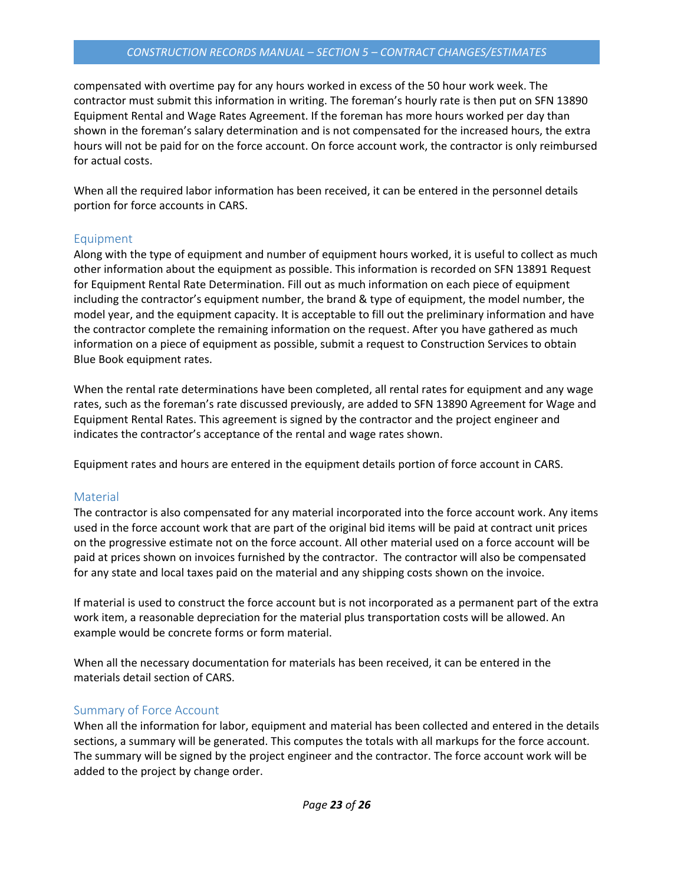compensated with overtime pay for any hours worked in excess of the 50 hour work week. The contractor must submit this information in writing. The foreman's hourly rate is then put on SFN 13890 Equipment Rental and Wage Rates Agreement. If the foreman has more hours worked per day than shown in the foreman's salary determination and is not compensated for the increased hours, the extra hours will not be paid for on the force account. On force account work, the contractor is only reimbursed for actual costs.

When all the required labor information has been received, it can be entered in the personnel details portion for force accounts in CARS.

### Equipment

Along with the type of equipment and number of equipment hours worked, it is useful to collect as much other information about the equipment as possible. This information is recorded on SFN 13891 Request for Equipment Rental Rate Determination. Fill out as much information on each piece of equipment including the contractor's equipment number, the brand & type of equipment, the model number, the model year, and the equipment capacity. It is acceptable to fill out the preliminary information and have the contractor complete the remaining information on the request. After you have gathered as much information on a piece of equipment as possible, submit a request to Construction Services to obtain Blue Book equipment rates.

When the rental rate determinations have been completed, all rental rates for equipment and any wage rates, such as the foreman's rate discussed previously, are added to SFN 13890 Agreement for Wage and Equipment Rental Rates. This agreement is signed by the contractor and the project engineer and indicates the contractor's acceptance of the rental and wage rates shown.

Equipment rates and hours are entered in the equipment details portion of force account in CARS.

### Material

The contractor is also compensated for any material incorporated into the force account work. Any items used in the force account work that are part of the original bid items will be paid at contract unit prices on the progressive estimate not on the force account. All other material used on a force account will be paid at prices shown on invoices furnished by the contractor. The contractor will also be compensated for any state and local taxes paid on the material and any shipping costs shown on the invoice.

If material is used to construct the force account but is not incorporated as a permanent part of the extra work item, a reasonable depreciation for the material plus transportation costs will be allowed. An example would be concrete forms or form material.

When all the necessary documentation for materials has been received, it can be entered in the materials detail section of CARS.

### Summary of Force Account

When all the information for labor, equipment and material has been collected and entered in the details sections, a summary will be generated. This computes the totals with all markups for the force account. The summary will be signed by the project engineer and the contractor. The force account work will be added to the project by change order.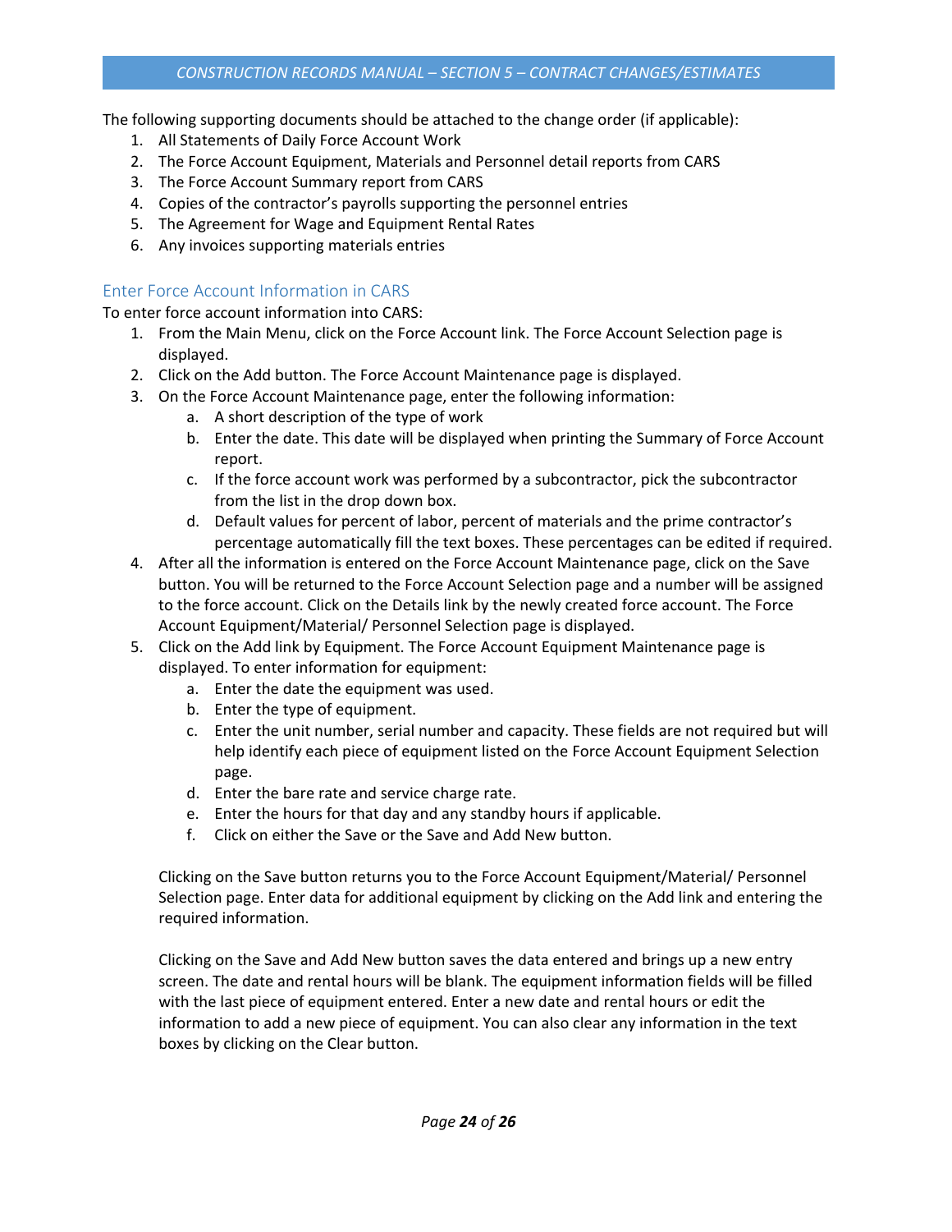The following supporting documents should be attached to the change order (if applicable):

1. All Statements of Daily Force Account Work
2. The Force Account Equipment, Materials and Personnel detail reports from CARS
3. The Force Account Summary report from CARS
4. Copies of the contractor's payrolls supporting the personnel entries
5. The Agreement for Wage and Equipment Rental Rates
6. Any invoices supporting materials entries

## Enter Force Account Information in CARS

To enter force account information into CARS:

1. From the Main Menu, click on the Force Account link. The Force Account Selection page is displayed.
2. Click on the Add button. The Force Account Maintenance page is displayed.
3. On the Force Account Maintenance page, enter the following information:
   a. A short description of the type of work
   b. Enter the date. This date will be displayed when printing the Summary of Force Account report.
   c. If the force account work was performed by a subcontractor, pick the subcontractor from the list in the drop down box.
   d. Default values for percent of labor, percent of materials and the prime contractor's percentage automatically fill the text boxes. These percentages can be edited if required.
4. After all the information is entered on the Force Account Maintenance page, click on the Save button. You will be returned to the Force Account Selection page and a number will be assigned to the force account. Click on the Details link by the newly created force account. The Force Account Equipment/Material/ Personnel Selection page is displayed.
5. Click on the Add link by Equipment. The Force Account Equipment Maintenance page is displayed. To enter information for equipment:
   a. Enter the date the equipment was used.
   b. Enter the type of equipment.
   c. Enter the unit number, serial number and capacity. These fields are not required but will help identify each piece of equipment listed on the Force Account Equipment Selection page.
   d. Enter the bare rate and service charge rate.
   e. Enter the hours for that day and any standby hours if applicable.
   f. Click on either the Save or the Save and Add New button.

   Clicking on the Save button returns you to the Force Account Equipment/Material/ Personnel Selection page. Enter data for additional equipment by clicking on the Add link and entering the required information.

   Clicking on the Save and Add New button saves the data entered and brings up a new entry screen. The date and rental hours will be blank. The equipment information fields will be filled with the last piece of equipment entered. Enter a new date and rental hours or edit the information to add a new piece of equipment. You can also clear any information in the text boxes by clicking on the Clear button.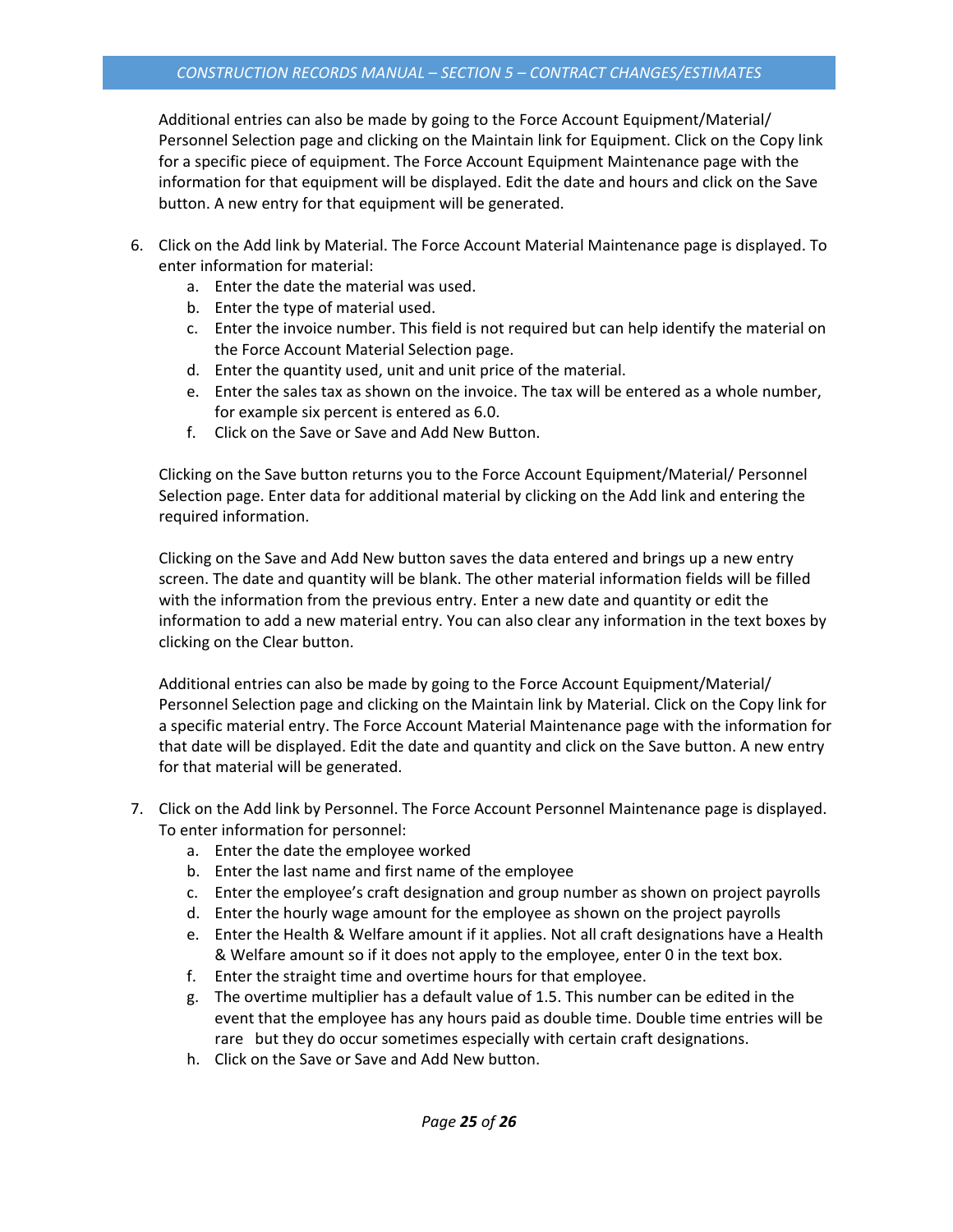Additional entries can also be made by going to the Force Account Equipment/Material/ Personnel Selection page and clicking on the Maintain link for Equipment. Click on the Copy link for a specific piece of equipment. The Force Account Equipment Maintenance page with the information for that equipment will be displayed. Edit the date and hours and click on the Save button. A new entry for that equipment will be generated.

6. Click on the Add link by Material. The Force Account Material Maintenance page is displayed. To enter information for material:
   a. Enter the date the material was used.
   b. Enter the type of material used.
   c. Enter the invoice number. This field is not required but can help identify the material on the Force Account Material Selection page.
   d. Enter the quantity used, unit and unit price of the material.
   e. Enter the sales tax as shown on the invoice. The tax will be entered as a whole number, for example six percent is entered as 6.0.
   f. Click on the Save or Save and Add New Button.

   Clicking on the Save button returns you to the Force Account Equipment/Material/ Personnel Selection page. Enter data for additional material by clicking on the Add link and entering the required information.

   Clicking on the Save and Add New button saves the data entered and brings up a new entry screen. The date and quantity will be blank. The other material information fields will be filled with the information from the previous entry. Enter a new date and quantity or edit the information to add a new material entry. You can also clear any information in the text boxes by clicking on the Clear button.

   Additional entries can also be made by going to the Force Account Equipment/Material/ Personnel Selection page and clicking on the Maintain link by Material. Click on the Copy link for a specific material entry. The Force Account Material Maintenance page with the information for that date will be displayed. Edit the date and quantity and click on the Save button. A new entry for that material will be generated.

7. Click on the Add link by Personnel. The Force Account Personnel Maintenance page is displayed. To enter information for personnel:
   a. Enter the date the employee worked
   b. Enter the last name and first name of the employee
   c. Enter the employee's craft designation and group number as shown on project payrolls
   d. Enter the hourly wage amount for the employee as shown on the project payrolls
   e. Enter the Health & Welfare amount if it applies. Not all craft designations have a Health & Welfare amount so if it does not apply to the employee, enter 0 in the text box.
   f. Enter the straight time and overtime hours for that employee.
   g. The overtime multiplier has a default value of 1.5. This number can be edited in the event that the employee has any hours paid as double time. Double time entries will be rare but they do occur sometimes especially with certain craft designations.
   h. Click on the Save or Save and Add New button.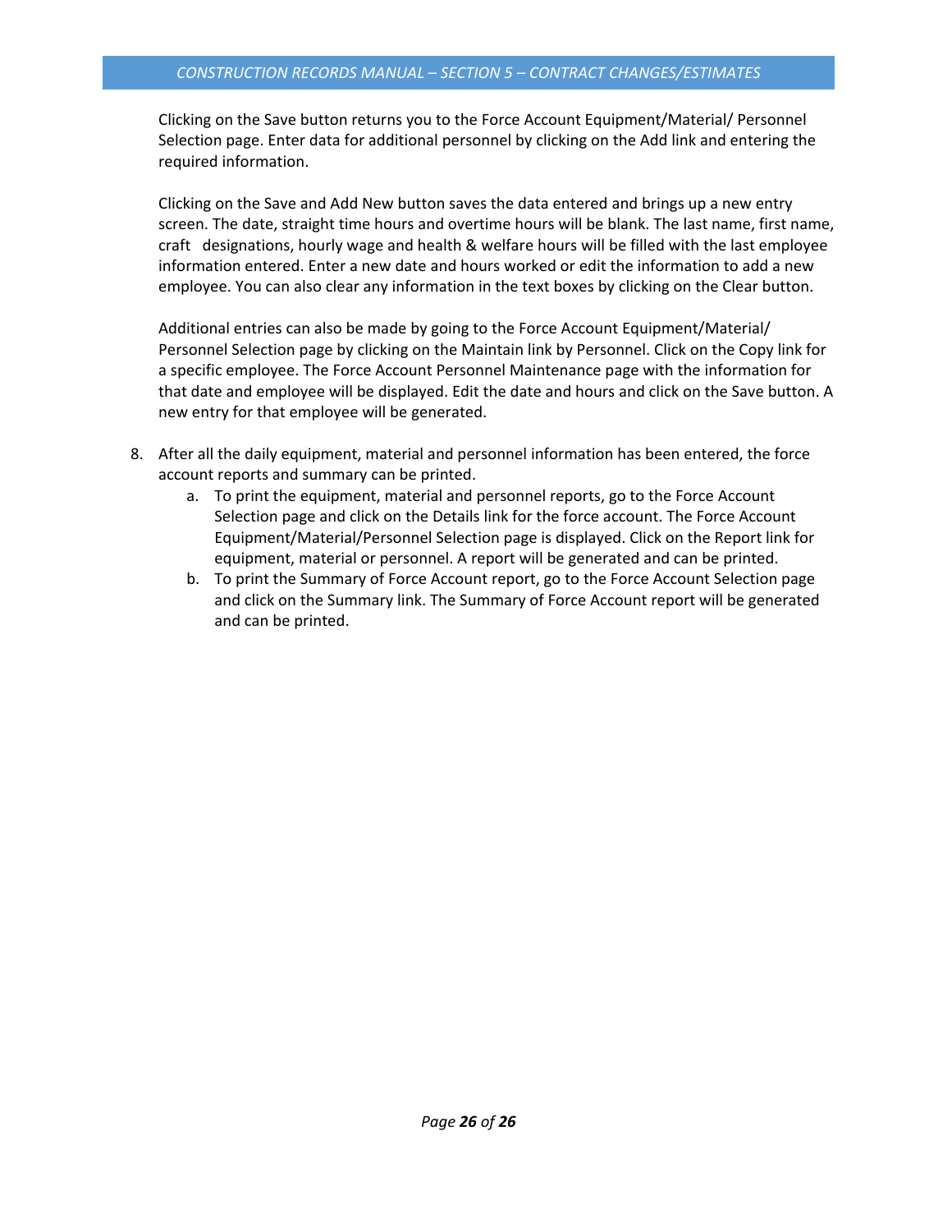Clicking on the Save button returns you to the Force Account Equipment/Material/ Personnel Selection page. Enter data for additional personnel by clicking on the Add link and entering the required information.

Clicking on the Save and Add New button saves the data entered and brings up a new entry screen. The date, straight time hours and overtime hours will be blank. The last name, first name, craft designations, hourly wage and health & welfare hours will be filled with the last employee information entered. Enter a new date and hours worked or edit the information to add a new employee. You can also clear any information in the text boxes by clicking on the Clear button.

Additional entries can also be made by going to the Force Account Equipment/Material/ Personnel Selection page by clicking on the Maintain link by Personnel. Click on the Copy link for a specific employee. The Force Account Personnel Maintenance page with the information for that date and employee will be displayed. Edit the date and hours and click on the Save button. A new entry for that employee will be generated.

8. After all the daily equipment, material and personnel information has been entered, the force account reports and summary can be printed.
    a. To print the equipment, material and personnel reports, go to the Force Account Selection page and click on the Details link for the force account. The Force Account Equipment/Material/Personnel Selection page is displayed. Click on the Report link for equipment, material or personnel. A report will be generated and can be printed.
    b. To print the Summary of Force Account report, go to the Force Account Selection page and click on the Summary link. The Summary of Force Account report will be generated and can be printed.